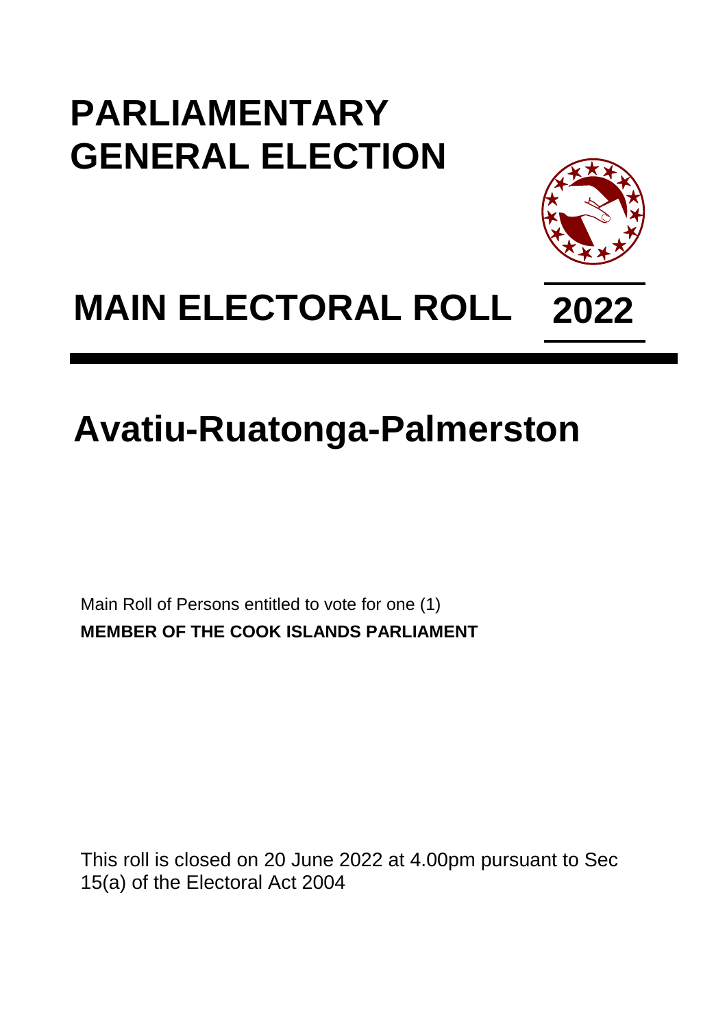# PARLIAMENTARY GENERAL ELECTION

# MAIN ELECTORAL ROLL 2022

# Avatiu-Ruatonga-Palmerston

Main Roll of Persons entitled to vote for one (1)

**MEMBER OF THE COOK ISLANDS PARLIAMENT**

This roll is closed on 20 June 2022 at 4.00pm pursuant to Sec 15(a) of the Electoral Act 2004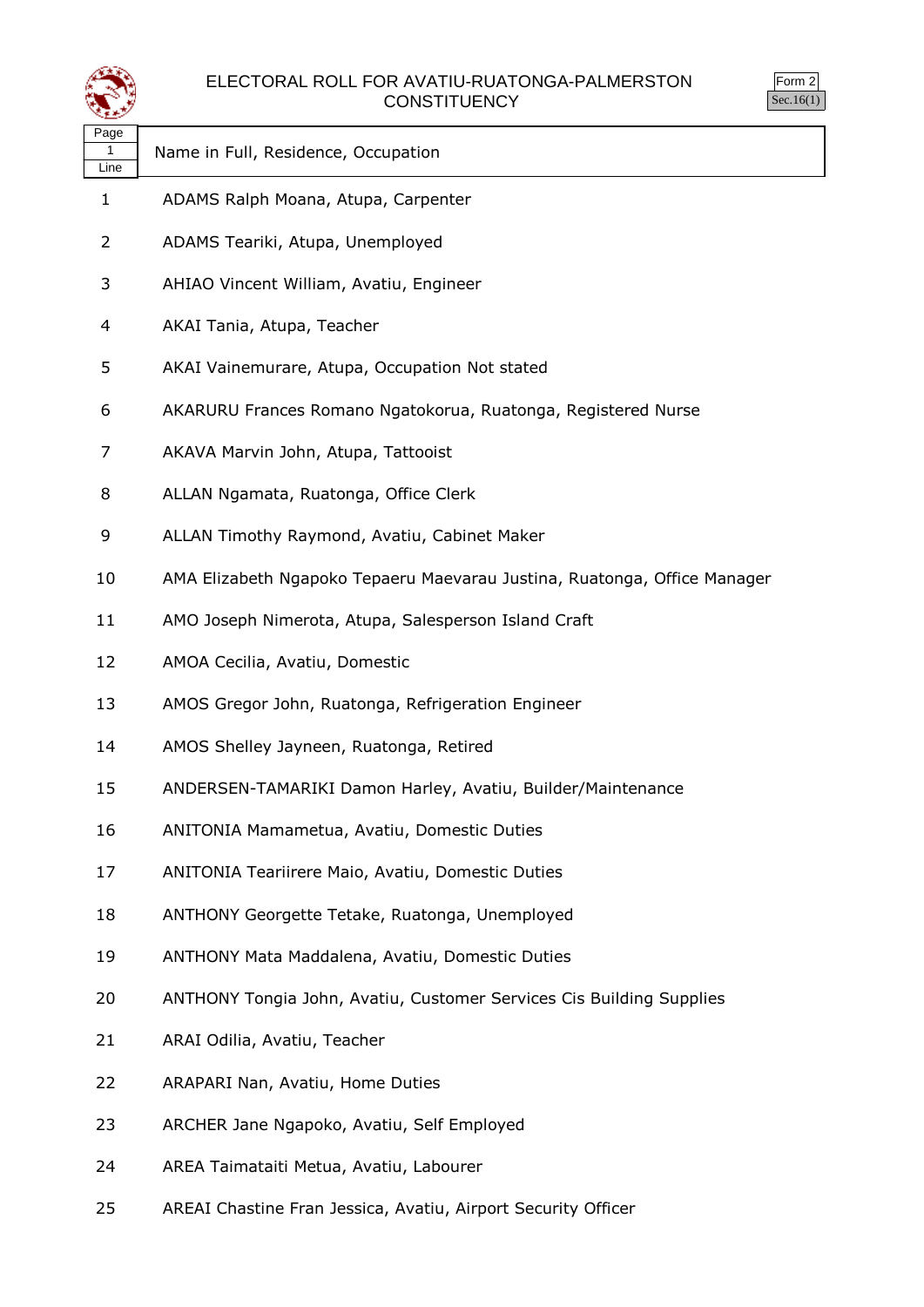# ELECTORAL ROLL FOR AVATIU-RUATONGA-PALMERSTON CONSTITUENCY

Form 2
Sec.16(1)

| Page 1 Line | Name in Full, Residence, Occupation |
|---|---|
| 1 | ADAMS Ralph Moana, Atupa, Carpenter |
| 2 | ADAMS Teariki, Atupa, Unemployed |
| 3 | AHIAO Vincent William, Avatiu, Engineer |
| 4 | AKAI Tania, Atupa, Teacher |
| 5 | AKAI Vainemurare, Atupa, Occupation Not stated |
| 6 | AKARURU Frances Romano Ngatokorua, Ruatonga, Registered Nurse |
| 7 | AKAVA Marvin John, Atupa, Tattooist |
| 8 | ALLAN Ngamata, Ruatonga, Office Clerk |
| 9 | ALLAN Timothy Raymond, Avatiu, Cabinet Maker |
| 10 | AMA Elizabeth Ngapoko Tepaeru Maevarau Justina, Ruatonga, Office Manager |
| 11 | AMO Joseph Nimerota, Atupa, Salesperson Island Craft |
| 12 | AMOA Cecilia, Avatiu, Domestic |
| 13 | AMOS Gregor John, Ruatonga, Refrigeration Engineer |
| 14 | AMOS Shelley Jayneen, Ruatonga, Retired |
| 15 | ANDERSEN-TAMARIKI Damon Harley, Avatiu, Builder/Maintenance |
| 16 | ANITONIA Mamametua, Avatiu, Domestic Duties |
| 17 | ANITONIA Teariirere Maio, Avatiu, Domestic Duties |
| 18 | ANTHONY Georgette Tetake, Ruatonga, Unemployed |
| 19 | ANTHONY Mata Maddalena, Avatiu, Domestic Duties |
| 20 | ANTHONY Tongia John, Avatiu, Customer Services Cis Building Supplies |
| 21 | ARAI Odilia, Avatiu, Teacher |
| 22 | ARAPARI Nan, Avatiu, Home Duties |
| 23 | ARCHER Jane Ngapoko, Avatiu, Self Employed |
| 24 | AREA Taimataiti Metua, Avatiu, Labourer |
| 25 | AREAI Chastine Fran Jessica, Avatiu, Airport Security Officer |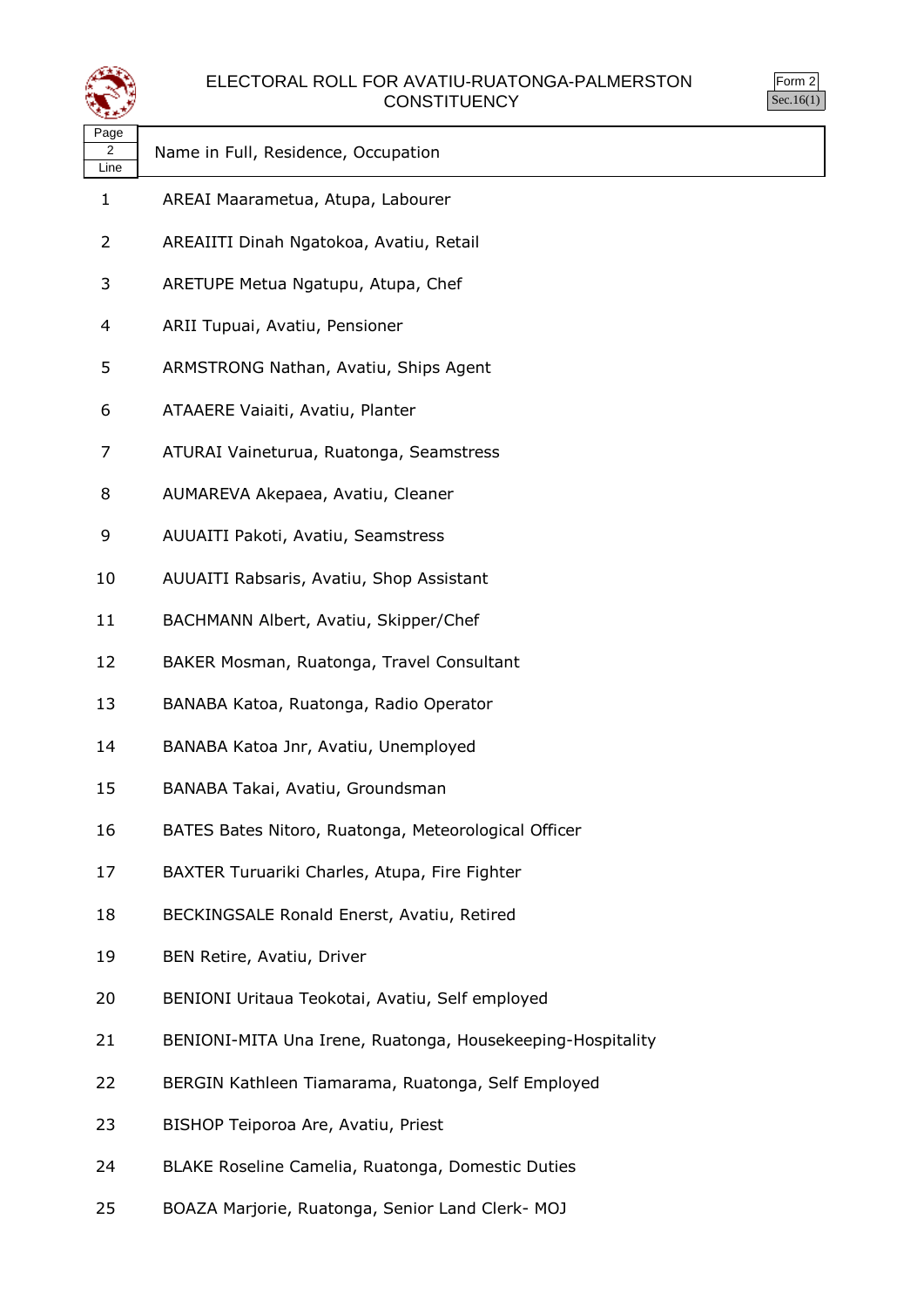# ELECTORAL ROLL FOR AVATIU-RUATONGA-PALMERSTON CONSTITUENCY

Form 2
Sec.16(1)

| Page 2 Line | Name in Full, Residence, Occupation |
|---|---|
| 1 | AREAI Maarametua, Atupa, Labourer |
| 2 | AREAIITI Dinah Ngatokoa, Avatiu, Retail |
| 3 | ARETUPE Metua Ngatupu, Atupa, Chef |
| 4 | ARII Tupuai, Avatiu, Pensioner |
| 5 | ARMSTRONG Nathan, Avatiu, Ships Agent |
| 6 | ATAAERE Vaiaiti, Avatiu, Planter |
| 7 | ATURAI Vaineturua, Ruatonga, Seamstress |
| 8 | AUMAREVA Akepaea, Avatiu, Cleaner |
| 9 | AUUAITI Pakoti, Avatiu, Seamstress |
| 10 | AUUAITI Rabsaris, Avatiu, Shop Assistant |
| 11 | BACHMANN Albert, Avatiu, Skipper/Chef |
| 12 | BAKER Mosman, Ruatonga, Travel Consultant |
| 13 | BANABA Katoa, Ruatonga, Radio Operator |
| 14 | BANABA Katoa Jnr, Avatiu, Unemployed |
| 15 | BANABA Takai, Avatiu, Groundsman |
| 16 | BATES Bates Nitoro, Ruatonga, Meteorological Officer |
| 17 | BAXTER Turuariki Charles, Atupa, Fire Fighter |
| 18 | BECKINGSALE Ronald Enerst, Avatiu, Retired |
| 19 | BEN Retire, Avatiu, Driver |
| 20 | BENIONI Uritaua Teokotai, Avatiu, Self employed |
| 21 | BENIONI-MITA Una Irene, Ruatonga, Housekeeping-Hospitality |
| 22 | BERGIN Kathleen Tiamarama, Ruatonga, Self Employed |
| 23 | BISHOP Teiporoa Are, Avatiu, Priest |
| 24 | BLAKE Roseline Camelia, Ruatonga, Domestic Duties |
| 25 | BOAZA Marjorie, Ruatonga, Senior Land Clerk- MOJ |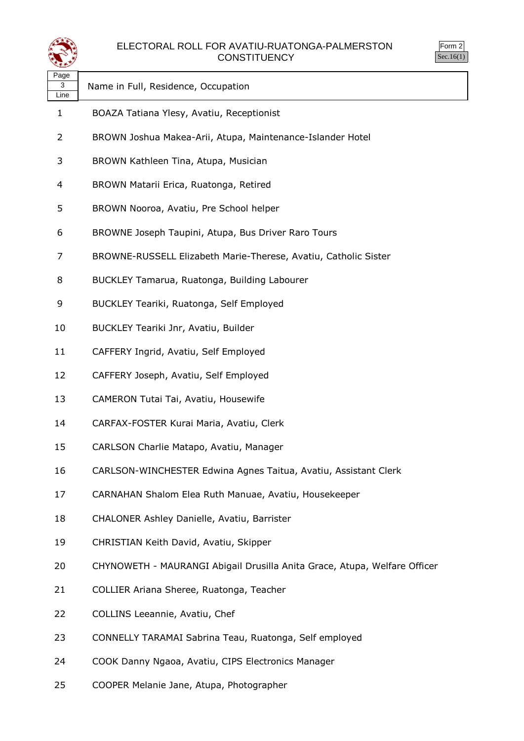# ELECTORAL ROLL FOR AVATIU-RUATONGA-PALMERSTON CONSTITUENCY

Form 2
Sec.16(1)

| Page 3 Line | Name in Full, Residence, Occupation |
|---|---|
| 1 | BOAZA Tatiana Ylesy, Avatiu, Receptionist |
| 2 | BROWN Joshua Makea-Arii, Atupa, Maintenance-Islander Hotel |
| 3 | BROWN Kathleen Tina, Atupa, Musician |
| 4 | BROWN Matarii Erica, Ruatonga, Retired |
| 5 | BROWN Nooroa, Avatiu, Pre School helper |
| 6 | BROWNE Joseph Taupini, Atupa, Bus Driver Raro Tours |
| 7 | BROWNE-RUSSELL Elizabeth Marie-Therese, Avatiu, Catholic Sister |
| 8 | BUCKLEY Tamarua, Ruatonga, Building Labourer |
| 9 | BUCKLEY Teariki, Ruatonga, Self Employed |
| 10 | BUCKLEY Teariki Jnr, Avatiu, Builder |
| 11 | CAFFERY Ingrid, Avatiu, Self Employed |
| 12 | CAFFERY Joseph, Avatiu, Self Employed |
| 13 | CAMERON Tutai Tai, Avatiu, Housewife |
| 14 | CARFAX-FOSTER Kurai Maria, Avatiu, Clerk |
| 15 | CARLSON Charlie Matapo, Avatiu, Manager |
| 16 | CARLSON-WINCHESTER Edwina Agnes Taitua, Avatiu, Assistant Clerk |
| 17 | CARNAHAN Shalom Elea Ruth Manuae, Avatiu, Housekeeper |
| 18 | CHALONER Ashley Danielle, Avatiu, Barrister |
| 19 | CHRISTIAN Keith David, Avatiu, Skipper |
| 20 | CHYNOWETH - MAURANGI Abigail Drusilla Anita Grace, Atupa, Welfare Officer |
| 21 | COLLIER Ariana Sheree, Ruatonga, Teacher |
| 22 | COLLINS Leeannie, Avatiu, Chef |
| 23 | CONNELLY TARAMAI Sabrina Teau, Ruatonga, Self employed |
| 24 | COOK Danny Ngaoa, Avatiu, CIPS Electronics Manager |
| 25 | COOPER Melanie Jane, Atupa, Photographer |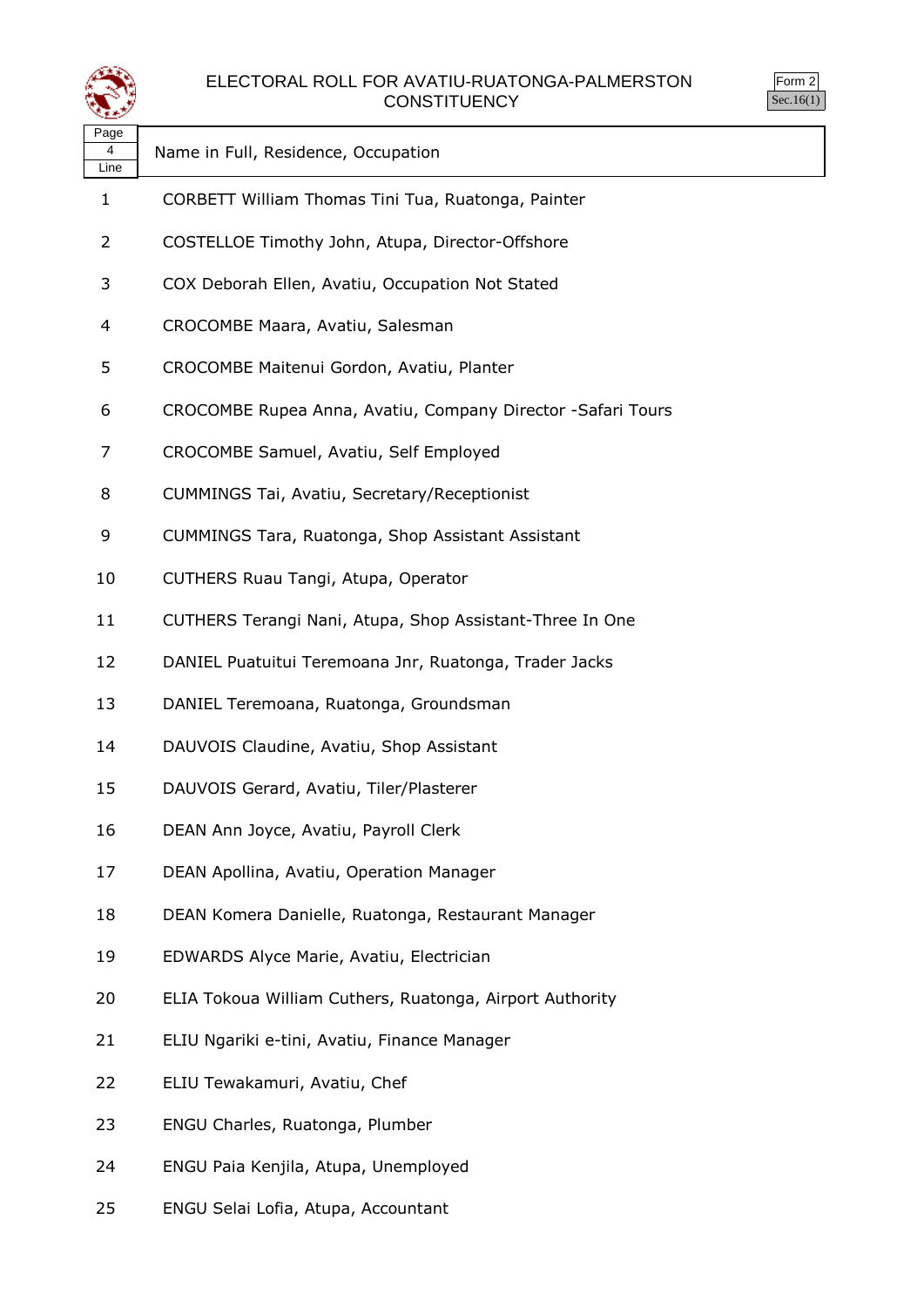# ELECTORAL ROLL FOR AVATIU-RUATONGA-PALMERSTON CONSTITUENCY

Form 2
Sec.16(1)

| Page 4 Line | Name in Full, Residence, Occupation |
|---|---|
| 1 | CORBETT William Thomas Tini Tua, Ruatonga, Painter |
| 2 | COSTELLOE Timothy John, Atupa, Director-Offshore |
| 3 | COX Deborah Ellen, Avatiu, Occupation Not Stated |
| 4 | CROCOMBE Maara, Avatiu, Salesman |
| 5 | CROCOMBE Maitenui Gordon, Avatiu, Planter |
| 6 | CROCOMBE Rupea Anna, Avatiu, Company Director -Safari Tours |
| 7 | CROCOMBE Samuel, Avatiu, Self Employed |
| 8 | CUMMINGS Tai, Avatiu, Secretary/Receptionist |
| 9 | CUMMINGS Tara, Ruatonga, Shop Assistant Assistant |
| 10 | CUTHERS Ruau Tangi, Atupa, Operator |
| 11 | CUTHERS Terangi Nani, Atupa, Shop Assistant-Three In One |
| 12 | DANIEL Puatuitui Teremoana Jnr, Ruatonga, Trader Jacks |
| 13 | DANIEL Teremoana, Ruatonga, Groundsman |
| 14 | DAUVOIS Claudine, Avatiu, Shop Assistant |
| 15 | DAUVOIS Gerard, Avatiu, Tiler/Plasterer |
| 16 | DEAN Ann Joyce, Avatiu, Payroll Clerk |
| 17 | DEAN Apollina, Avatiu, Operation Manager |
| 18 | DEAN Komera Danielle, Ruatonga, Restaurant Manager |
| 19 | EDWARDS Alyce Marie, Avatiu, Electrician |
| 20 | ELIA Tokoua William Cuthers, Ruatonga, Airport Authority |
| 21 | ELIU Ngariki e-tini, Avatiu, Finance Manager |
| 22 | ELIU Tewakamuri, Avatiu, Chef |
| 23 | ENGU Charles, Ruatonga, Plumber |
| 24 | ENGU Paia Kenjila, Atupa, Unemployed |
| 25 | ENGU Selai Lofia, Atupa, Accountant |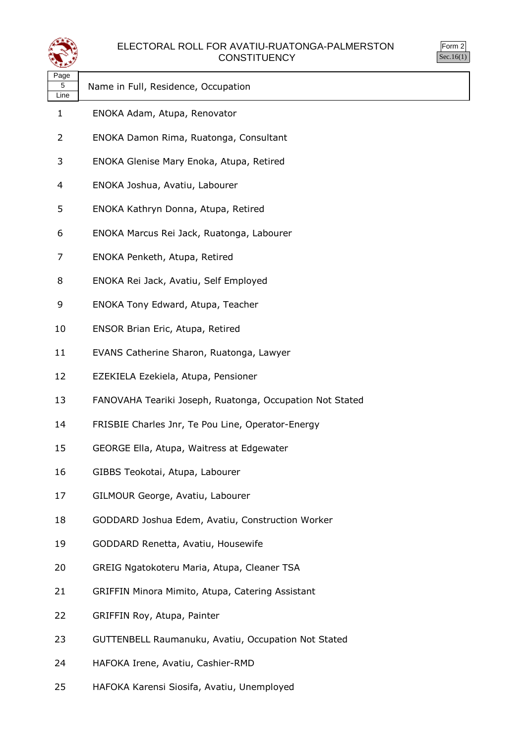# ELECTORAL ROLL FOR AVATIU-RUATONGA-PALMERSTON CONSTITUENCY

Form 2
Sec.16(1)

| Page 5 Line | Name in Full, Residence, Occupation |
|---|---|
| 1 | ENOKA Adam, Atupa, Renovator |
| 2 | ENOKA Damon Rima, Ruatonga, Consultant |
| 3 | ENOKA Glenise Mary Enoka, Atupa, Retired |
| 4 | ENOKA Joshua, Avatiu, Labourer |
| 5 | ENOKA Kathryn Donna, Atupa, Retired |
| 6 | ENOKA Marcus Rei Jack, Ruatonga, Labourer |
| 7 | ENOKA Penketh, Atupa, Retired |
| 8 | ENOKA Rei Jack, Avatiu, Self Employed |
| 9 | ENOKA Tony Edward, Atupa, Teacher |
| 10 | ENSOR Brian Eric, Atupa, Retired |
| 11 | EVANS Catherine Sharon, Ruatonga, Lawyer |
| 12 | EZEKIELA Ezekiela, Atupa, Pensioner |
| 13 | FANOVAHA Teariki Joseph, Ruatonga, Occupation Not Stated |
| 14 | FRISBIE Charles Jnr, Te Pou Line, Operator-Energy |
| 15 | GEORGE Ella, Atupa, Waitress at Edgewater |
| 16 | GIBBS Teokotai, Atupa, Labourer |
| 17 | GILMOUR George, Avatiu, Labourer |
| 18 | GODDARD Joshua Edem, Avatiu, Construction Worker |
| 19 | GODDARD Renetta, Avatiu, Housewife |
| 20 | GREIG Ngatokoteru Maria, Atupa, Cleaner TSA |
| 21 | GRIFFIN Minora Mimito, Atupa, Catering Assistant |
| 22 | GRIFFIN Roy, Atupa, Painter |
| 23 | GUTTENBELL Raumanuku, Avatiu, Occupation Not Stated |
| 24 | HAFOKA Irene, Avatiu, Cashier-RMD |
| 25 | HAFOKA Karensi Siosifa, Avatiu, Unemployed |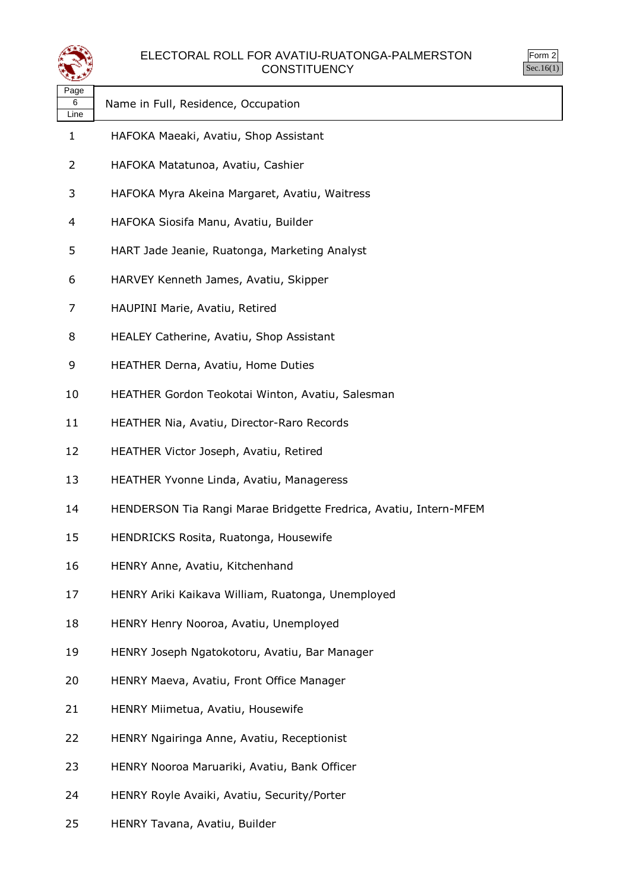# ELECTORAL ROLL FOR AVATIU-RUATONGA-PALMERSTON CONSTITUENCY

Form 2
Sec.16(1)

| Page 6 Line | Name in Full, Residence, Occupation |
| --- | --- |
| 1 | HAFOKA Maeaki, Avatiu, Shop Assistant |
| 2 | HAFOKA Matatunoa, Avatiu, Cashier |
| 3 | HAFOKA Myra Akeina Margaret, Avatiu, Waitress |
| 4 | HAFOKA Siosifa Manu, Avatiu, Builder |
| 5 | HART Jade Jeanie, Ruatonga, Marketing Analyst |
| 6 | HARVEY Kenneth James, Avatiu, Skipper |
| 7 | HAUPINI Marie, Avatiu, Retired |
| 8 | HEALEY Catherine, Avatiu, Shop Assistant |
| 9 | HEATHER Derna, Avatiu, Home Duties |
| 10 | HEATHER Gordon Teokotai Winton, Avatiu, Salesman |
| 11 | HEATHER Nia, Avatiu, Director-Raro Records |
| 12 | HEATHER Victor Joseph, Avatiu, Retired |
| 13 | HEATHER Yvonne Linda, Avatiu, Manageress |
| 14 | HENDERSON Tia Rangi Marae Bridgette Fredrica, Avatiu, Intern-MFEM |
| 15 | HENDRICKS Rosita, Ruatonga, Housewife |
| 16 | HENRY Anne, Avatiu, Kitchenhand |
| 17 | HENRY Ariki Kaikava William, Ruatonga, Unemployed |
| 18 | HENRY Henry Nooroa, Avatiu, Unemployed |
| 19 | HENRY Joseph Ngatokotoru, Avatiu, Bar Manager |
| 20 | HENRY Maeva, Avatiu, Front Office Manager |
| 21 | HENRY Miimetua, Avatiu, Housewife |
| 22 | HENRY Ngairinga Anne, Avatiu, Receptionist |
| 23 | HENRY Nooroa Maruariki, Avatiu, Bank Officer |
| 24 | HENRY Royle Avaiki, Avatiu, Security/Porter |
| 25 | HENRY Tavana, Avatiu, Builder |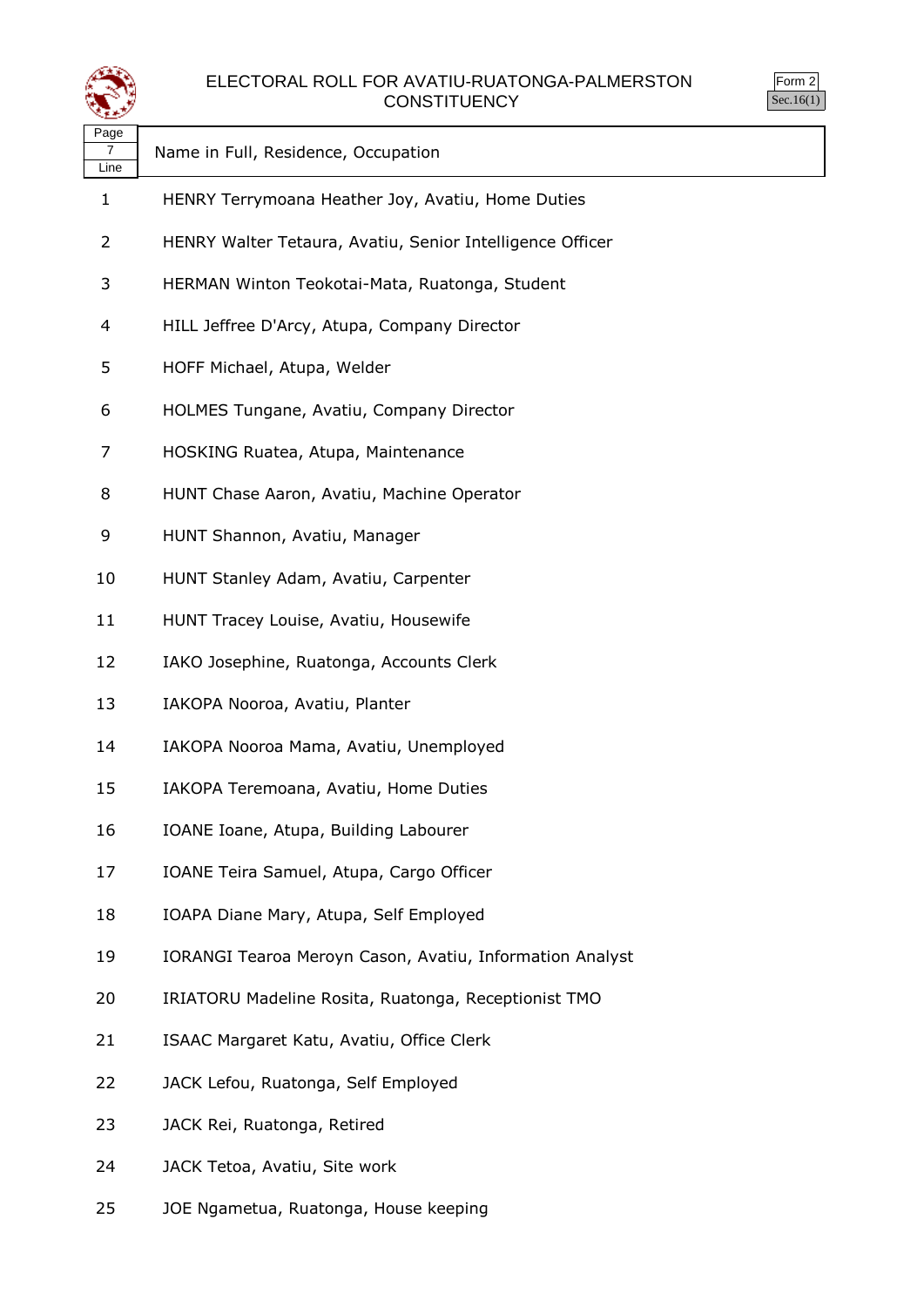ELECTORAL ROLL FOR AVATIU-RUATONGA-PALMERSTON CONSTITUENCY

Form 2
Sec.16(1)

| Page 7 Line | Name in Full, Residence, Occupation |
|---|---|
| 1 | HENRY Terrymoana Heather Joy, Avatiu, Home Duties |
| 2 | HENRY Walter Tetaura, Avatiu, Senior Intelligence Officer |
| 3 | HERMAN Winton Teokotai-Mata, Ruatonga, Student |
| 4 | HILL Jeffree D'Arcy, Atupa, Company Director |
| 5 | HOFF Michael, Atupa, Welder |
| 6 | HOLMES Tungane, Avatiu, Company Director |
| 7 | HOSKING Ruatea, Atupa, Maintenance |
| 8 | HUNT Chase Aaron, Avatiu, Machine Operator |
| 9 | HUNT Shannon, Avatiu, Manager |
| 10 | HUNT Stanley Adam, Avatiu, Carpenter |
| 11 | HUNT Tracey Louise, Avatiu, Housewife |
| 12 | IAKO Josephine, Ruatonga, Accounts Clerk |
| 13 | IAKOPA Nooroa, Avatiu, Planter |
| 14 | IAKOPA Nooroa Mama, Avatiu, Unemployed |
| 15 | IAKOPA Teremoana, Avatiu, Home Duties |
| 16 | IOANE Ioane, Atupa, Building Labourer |
| 17 | IOANE Teira Samuel, Atupa, Cargo Officer |
| 18 | IOAPA Diane Mary, Atupa, Self Employed |
| 19 | IORANGI Tearoa Meroyn Cason, Avatiu, Information Analyst |
| 20 | IRIATORU Madeline Rosita, Ruatonga, Receptionist TMO |
| 21 | ISAAC Margaret Katu, Avatiu, Office Clerk |
| 22 | JACK Lefou, Ruatonga, Self Employed |
| 23 | JACK Rei, Ruatonga, Retired |
| 24 | JACK Tetoa, Avatiu, Site work |
| 25 | JOE Ngametua, Ruatonga, House keeping |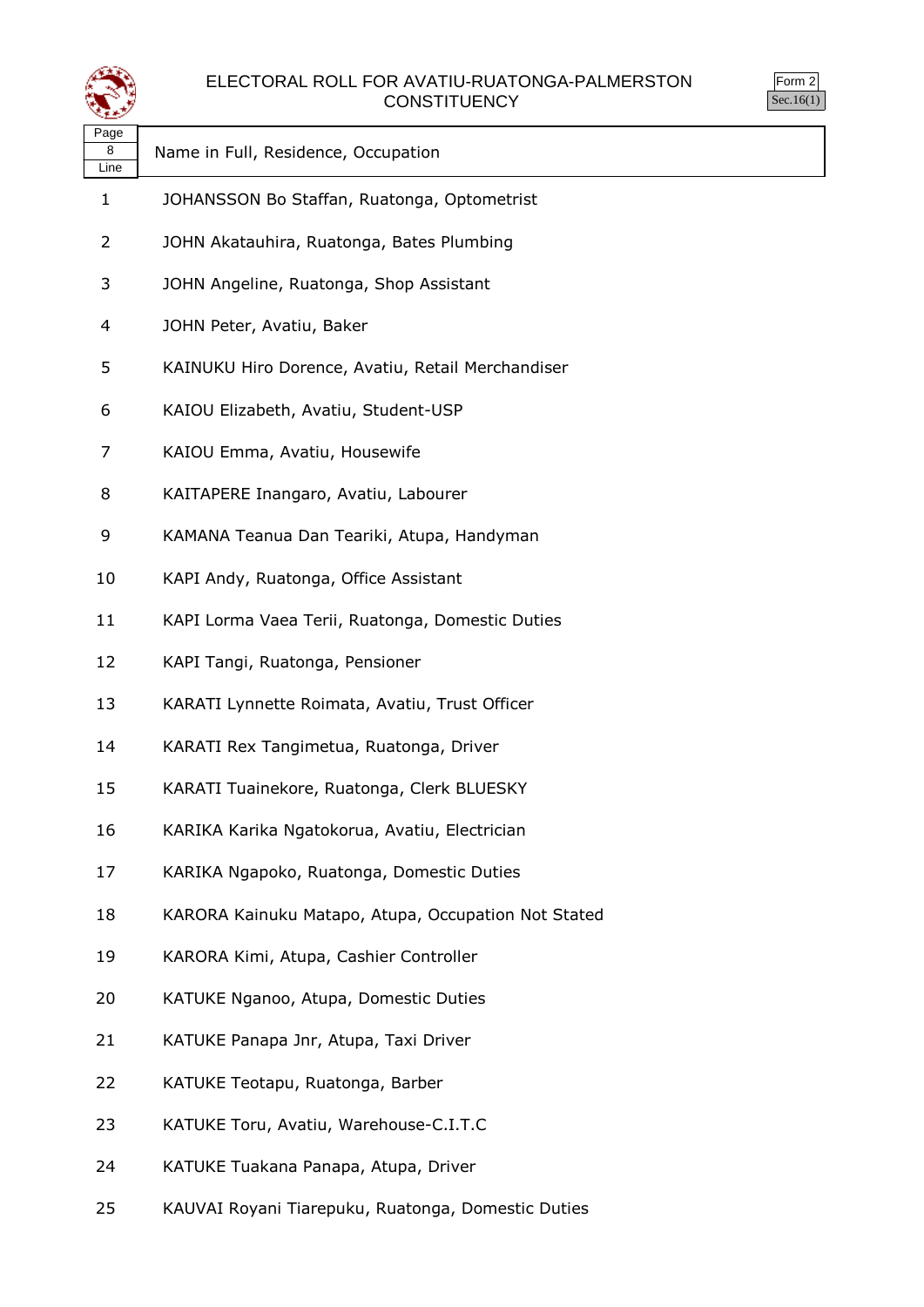# ELECTORAL ROLL FOR AVATIU-RUATONGA-PALMERSTON CONSTITUENCY

Form 2
Sec.16(1)

| Page 8 Line | Name in Full, Residence, Occupation |
| --- | --- |
| 1 | JOHANSSON Bo Staffan, Ruatonga, Optometrist |
| 2 | JOHN Akatauhira, Ruatonga, Bates Plumbing |
| 3 | JOHN Angeline, Ruatonga, Shop Assistant |
| 4 | JOHN Peter, Avatiu, Baker |
| 5 | KAINUKU Hiro Dorence, Avatiu, Retail Merchandiser |
| 6 | KAIOU Elizabeth, Avatiu, Student-USP |
| 7 | KAIOU Emma, Avatiu, Housewife |
| 8 | KAITAPERE Inangaro, Avatiu, Labourer |
| 9 | KAMANA Teanua Dan Teariki, Atupa, Handyman |
| 10 | KAPI Andy, Ruatonga, Office Assistant |
| 11 | KAPI Lorma Vaea Terii, Ruatonga, Domestic Duties |
| 12 | KAPI Tangi, Ruatonga, Pensioner |
| 13 | KARATI Lynnette Roimata, Avatiu, Trust Officer |
| 14 | KARATI Rex Tangimetua, Ruatonga, Driver |
| 15 | KARATI Tuainekore, Ruatonga, Clerk BLUESKY |
| 16 | KARIKA Karika Ngatokorua, Avatiu, Electrician |
| 17 | KARIKA Ngapoko, Ruatonga, Domestic Duties |
| 18 | KARORA Kainuku Matapo, Atupa, Occupation Not Stated |
| 19 | KARORA Kimi, Atupa, Cashier Controller |
| 20 | KATUKE Nganoo, Atupa, Domestic Duties |
| 21 | KATUKE Panapa Jnr, Atupa, Taxi Driver |
| 22 | KATUKE Teotapu, Ruatonga, Barber |
| 23 | KATUKE Toru, Avatiu, Warehouse-C.I.T.C |
| 24 | KATUKE Tuakana Panapa, Atupa, Driver |
| 25 | KAUVAI Royani Tiarepuku, Ruatonga, Domestic Duties |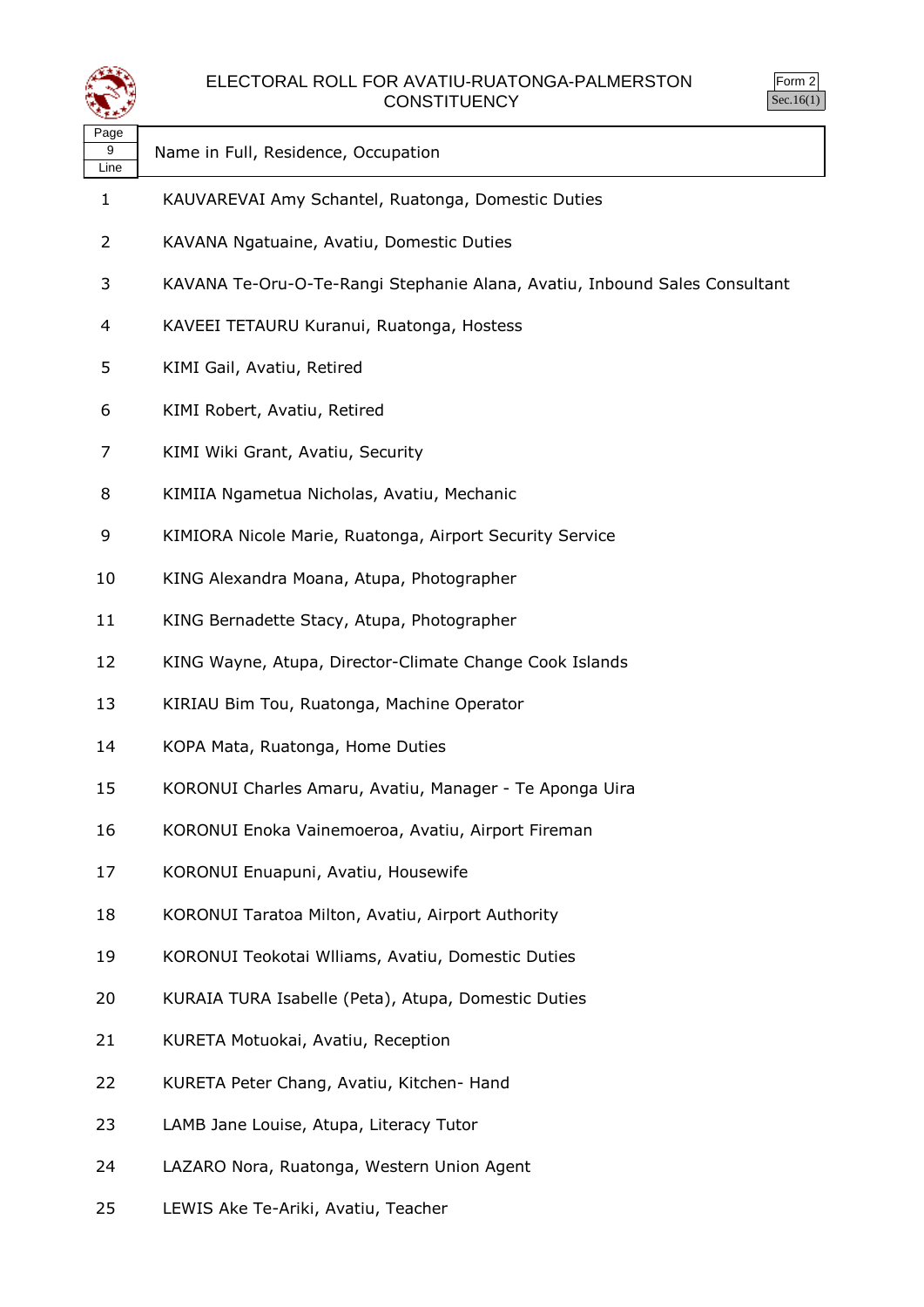# ELECTORAL ROLL FOR AVATIU-RUATONGA-PALMERSTON CONSTITUENCY

Form 2
Sec.16(1)

| Page 9 Line | Name in Full, Residence, Occupation |
|---|---|
| 1 | KAUVAREVAI Amy Schantel, Ruatonga, Domestic Duties |
| 2 | KAVANA Ngatuaine, Avatiu, Domestic Duties |
| 3 | KAVANA Te-Oru-O-Te-Rangi Stephanie Alana, Avatiu, Inbound Sales Consultant |
| 4 | KAVEEI TETAURU Kuranui, Ruatonga, Hostess |
| 5 | KIMI Gail, Avatiu, Retired |
| 6 | KIMI Robert, Avatiu, Retired |
| 7 | KIMI Wiki Grant, Avatiu, Security |
| 8 | KIMIIA Ngametua Nicholas, Avatiu, Mechanic |
| 9 | KIMIORA Nicole Marie, Ruatonga, Airport Security Service |
| 10 | KING Alexandra Moana, Atupa, Photographer |
| 11 | KING Bernadette Stacy, Atupa, Photographer |
| 12 | KING Wayne, Atupa, Director-Climate Change Cook Islands |
| 13 | KIRIAU Bim Tou, Ruatonga, Machine Operator |
| 14 | KOPA Mata, Ruatonga, Home Duties |
| 15 | KORONUI Charles Amaru, Avatiu, Manager - Te Aponga Uira |
| 16 | KORONUI Enoka Vainemoeroa, Avatiu, Airport Fireman |
| 17 | KORONUI Enuapuni, Avatiu, Housewife |
| 18 | KORONUI Taratoa Milton, Avatiu, Airport Authority |
| 19 | KORONUI Teokotai Wlliams, Avatiu, Domestic Duties |
| 20 | KURAIA TURA Isabelle (Peta), Atupa, Domestic Duties |
| 21 | KURETA Motuokai, Avatiu, Reception |
| 22 | KURETA Peter Chang, Avatiu, Kitchen- Hand |
| 23 | LAMB Jane Louise, Atupa, Literacy Tutor |
| 24 | LAZARO Nora, Ruatonga, Western Union Agent |
| 25 | LEWIS Ake Te-Ariki, Avatiu, Teacher |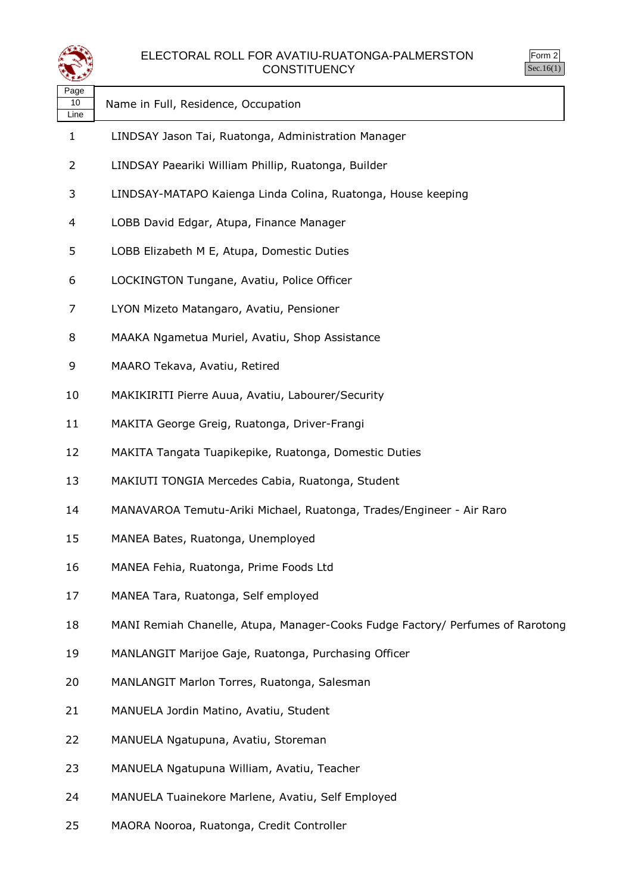# ELECTORAL ROLL FOR AVATIU-RUATONGA-PALMERSTON CONSTITUENCY

Form 2
Sec.16(1)

| Page 10 Line | Name in Full, Residence, Occupation |
|---|---|
| 1 | LINDSAY Jason Tai, Ruatonga, Administration Manager |
| 2 | LINDSAY Paeariki William Phillip, Ruatonga, Builder |
| 3 | LINDSAY-MATAPO Kaienga Linda Colina, Ruatonga, House keeping |
| 4 | LOBB David Edgar, Atupa, Finance Manager |
| 5 | LOBB Elizabeth M E, Atupa, Domestic Duties |
| 6 | LOCKINGTON Tungane, Avatiu, Police Officer |
| 7 | LYON Mizeto Matangaro, Avatiu, Pensioner |
| 8 | MAAKA Ngametua Muriel, Avatiu, Shop Assistance |
| 9 | MAARO Tekava, Avatiu, Retired |
| 10 | MAKIKIRITI Pierre Auua, Avatiu, Labourer/Security |
| 11 | MAKITA George Greig, Ruatonga, Driver-Frangi |
| 12 | MAKITA Tangata Tuapikepike, Ruatonga, Domestic Duties |
| 13 | MAKIUTI TONGIA Mercedes Cabia, Ruatonga, Student |
| 14 | MANAVAROA Temutu-Ariki Michael, Ruatonga, Trades/Engineer - Air Raro |
| 15 | MANEA Bates, Ruatonga, Unemployed |
| 16 | MANEA Fehia, Ruatonga, Prime Foods Ltd |
| 17 | MANEA Tara, Ruatonga, Self employed |
| 18 | MANI Remiah Chanelle, Atupa, Manager-Cooks Fudge Factory/ Perfumes of Rarotong |
| 19 | MANLANGIT Marijoe Gaje, Ruatonga, Purchasing Officer |
| 20 | MANLANGIT Marlon Torres, Ruatonga, Salesman |
| 21 | MANUELA Jordin Matino, Avatiu, Student |
| 22 | MANUELA Ngatupuna, Avatiu, Storeman |
| 23 | MANUELA Ngatupuna William, Avatiu, Teacher |
| 24 | MANUELA Tuainekore Marlene, Avatiu, Self Employed |
| 25 | MAORA Nooroa, Ruatonga, Credit Controller |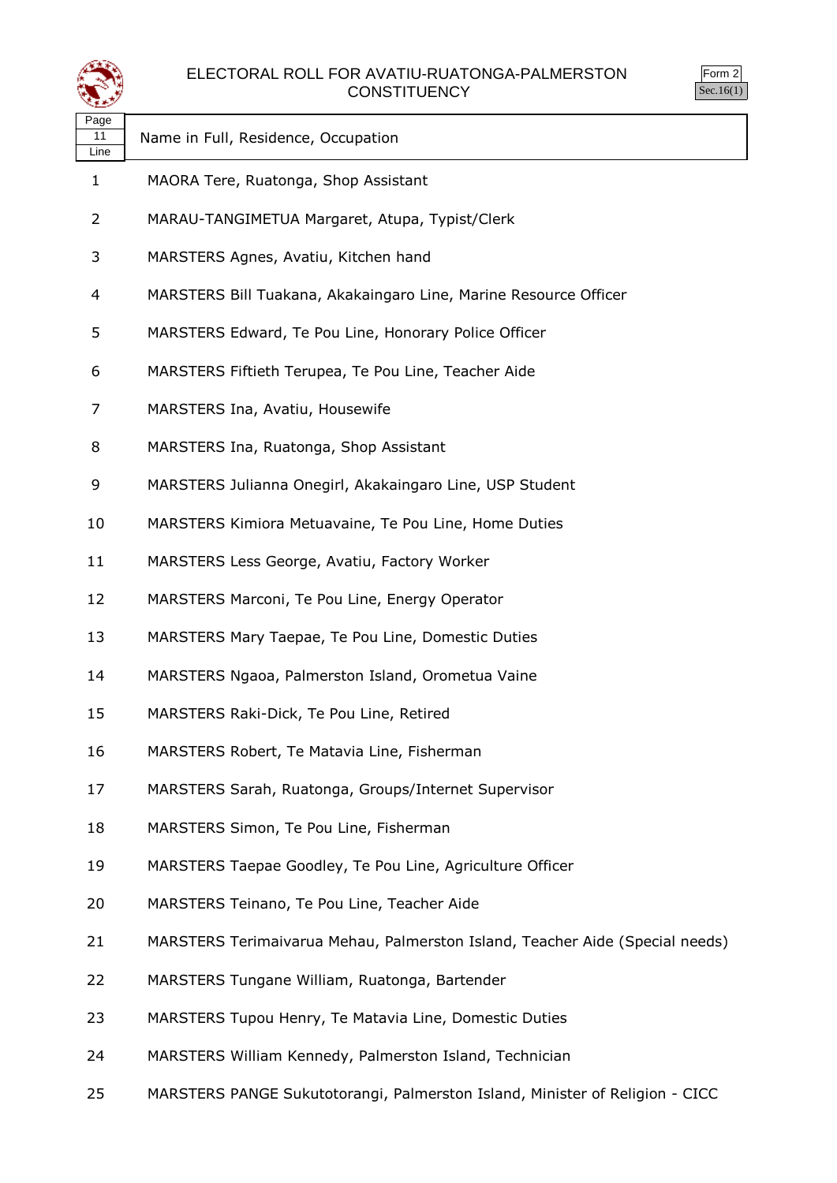# ELECTORAL ROLL FOR AVATIU-RUATONGA-PALMERSTON CONSTITUENCY

Form 2
Sec.16(1)

| Page 11 Line | Name in Full, Residence, Occupation |
|---|---|
| 1 | MAORA Tere, Ruatonga, Shop Assistant |
| 2 | MARAU-TANGIMETUA Margaret, Atupa, Typist/Clerk |
| 3 | MARSTERS Agnes, Avatiu, Kitchen hand |
| 4 | MARSTERS Bill Tuakana, Akakaingaro Line, Marine Resource Officer |
| 5 | MARSTERS Edward, Te Pou Line, Honorary Police Officer |
| 6 | MARSTERS Fiftieth Terupea, Te Pou Line, Teacher Aide |
| 7 | MARSTERS Ina, Avatiu, Housewife |
| 8 | MARSTERS Ina, Ruatonga, Shop Assistant |
| 9 | MARSTERS Julianna Onegirl, Akakaingaro Line, USP Student |
| 10 | MARSTERS Kimiora Metuavaine, Te Pou Line, Home Duties |
| 11 | MARSTERS Less George, Avatiu, Factory Worker |
| 12 | MARSTERS Marconi, Te Pou Line, Energy Operator |
| 13 | MARSTERS Mary Taepae, Te Pou Line, Domestic Duties |
| 14 | MARSTERS Ngaoa, Palmerston Island, Orometua Vaine |
| 15 | MARSTERS Raki-Dick, Te Pou Line, Retired |
| 16 | MARSTERS Robert, Te Matavia Line, Fisherman |
| 17 | MARSTERS Sarah, Ruatonga, Groups/Internet Supervisor |
| 18 | MARSTERS Simon, Te Pou Line, Fisherman |
| 19 | MARSTERS Taepae Goodley, Te Pou Line, Agriculture Officer |
| 20 | MARSTERS Teinano, Te Pou Line, Teacher Aide |
| 21 | MARSTERS Terimaivarua Mehau, Palmerston Island, Teacher Aide (Special needs) |
| 22 | MARSTERS Tungane William, Ruatonga, Bartender |
| 23 | MARSTERS Tupou Henry, Te Matavia Line, Domestic Duties |
| 24 | MARSTERS William Kennedy, Palmerston Island, Technician |
| 25 | MARSTERS PANGE Sukutotorangi, Palmerston Island, Minister of Religion - CICC |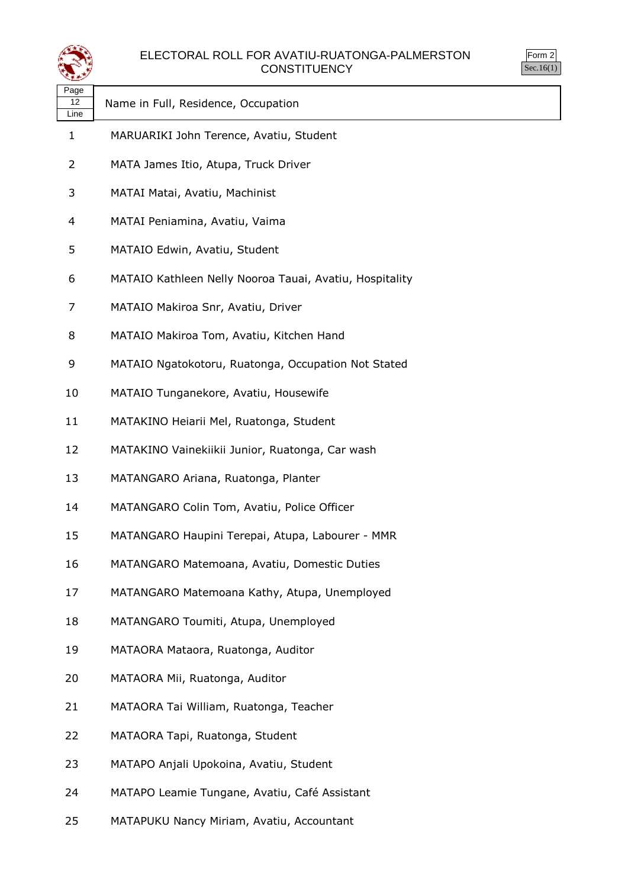# ELECTORAL ROLL FOR AVATIU-RUATONGA-PALMERSTON CONSTITUENCY

Form 2
Sec.16(1)

| Page 12 Line | Name in Full, Residence, Occupation |
|---|---|
| 1 | MARUARIKI John Terence, Avatiu, Student |
| 2 | MATA James Itio, Atupa, Truck Driver |
| 3 | MATAI Matai, Avatiu, Machinist |
| 4 | MATAI Peniamina, Avatiu, Vaima |
| 5 | MATAIO Edwin, Avatiu, Student |
| 6 | MATAIO Kathleen Nelly Nooroa Tauai, Avatiu, Hospitality |
| 7 | MATAIO Makiroa Snr, Avatiu, Driver |
| 8 | MATAIO Makiroa Tom, Avatiu, Kitchen Hand |
| 9 | MATAIO Ngatokotoru, Ruatonga, Occupation Not Stated |
| 10 | MATAIO Tunganekore, Avatiu, Housewife |
| 11 | MATAKINO Heiarii Mel, Ruatonga, Student |
| 12 | MATAKINO Vainekiikii Junior, Ruatonga, Car wash |
| 13 | MATANGARO Ariana, Ruatonga, Planter |
| 14 | MATANGARO Colin Tom, Avatiu, Police Officer |
| 15 | MATANGARO Haupini Terepai, Atupa, Labourer - MMR |
| 16 | MATANGARO Matemoana, Avatiu, Domestic Duties |
| 17 | MATANGARO Matemoana Kathy, Atupa, Unemployed |
| 18 | MATANGARO Toumiti, Atupa, Unemployed |
| 19 | MATAORA Mataora, Ruatonga, Auditor |
| 20 | MATAORA Mii, Ruatonga, Auditor |
| 21 | MATAORA Tai William, Ruatonga, Teacher |
| 22 | MATAORA Tapi, Ruatonga, Student |
| 23 | MATAPO Anjali Upokoina, Avatiu, Student |
| 24 | MATAPO Leamie Tungane, Avatiu, Café Assistant |
| 25 | MATAPUKU Nancy Miriam, Avatiu, Accountant |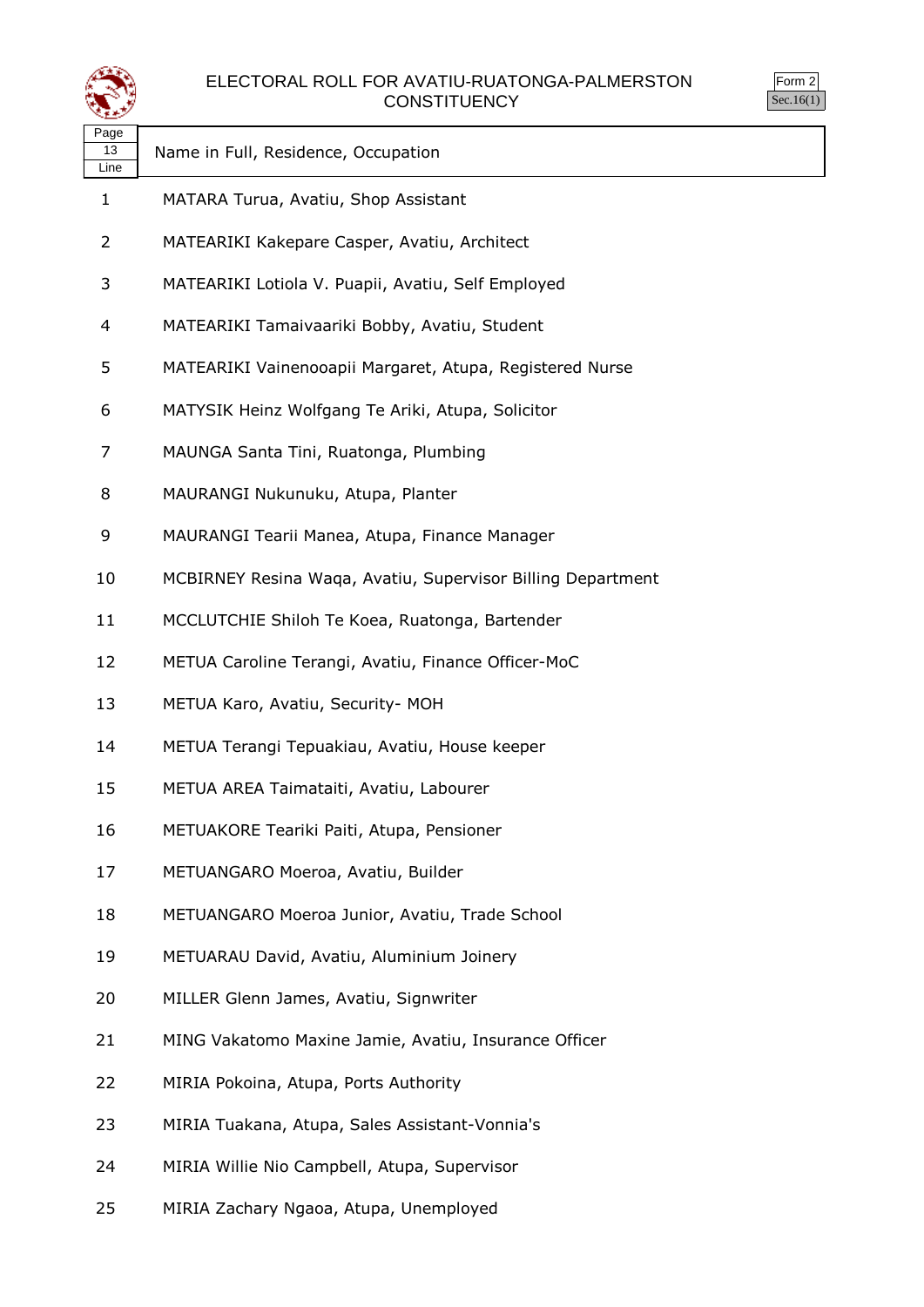# ELECTORAL ROLL FOR AVATIU-RUATONGA-PALMERSTON CONSTITUENCY

Form 2
Sec.16(1)

| Page 13 Line | Name in Full, Residence, Occupation |
|---|---|
| 1 | MATARA Turua, Avatiu, Shop Assistant |
| 2 | MATEARIKI Kakepare Casper, Avatiu, Architect |
| 3 | MATEARIKI Lotiola V. Puapii, Avatiu, Self Employed |
| 4 | MATEARIKI Tamaivaariki Bobby, Avatiu, Student |
| 5 | MATEARIKI Vainenooapii Margaret, Atupa, Registered Nurse |
| 6 | MATYSIK Heinz Wolfgang Te Ariki, Atupa, Solicitor |
| 7 | MAUNGA Santa Tini, Ruatonga, Plumbing |
| 8 | MAURANGI Nukunuku, Atupa, Planter |
| 9 | MAURANGI Tearii Manea, Atupa, Finance Manager |
| 10 | MCBIRNEY Resina Waqa, Avatiu, Supervisor Billing Department |
| 11 | MCCLUTCHIE Shiloh Te Koea, Ruatonga, Bartender |
| 12 | METUA Caroline Terangi, Avatiu, Finance Officer-MoC |
| 13 | METUA Karo, Avatiu, Security- MOH |
| 14 | METUA Terangi Tepuakiau, Avatiu, House keeper |
| 15 | METUA AREA Taimataiti, Avatiu, Labourer |
| 16 | METUAKORE Teariki Paiti, Atupa, Pensioner |
| 17 | METUANGARO Moeroa, Avatiu, Builder |
| 18 | METUANGARO Moeroa Junior, Avatiu, Trade School |
| 19 | METUARAU David, Avatiu, Aluminium Joinery |
| 20 | MILLER Glenn James, Avatiu, Signwriter |
| 21 | MING Vakatomo Maxine Jamie, Avatiu, Insurance Officer |
| 22 | MIRIA Pokoina, Atupa, Ports Authority |
| 23 | MIRIA Tuakana, Atupa, Sales Assistant-Vonnia's |
| 24 | MIRIA Willie Nio Campbell, Atupa, Supervisor |
| 25 | MIRIA Zachary Ngaoa, Atupa, Unemployed |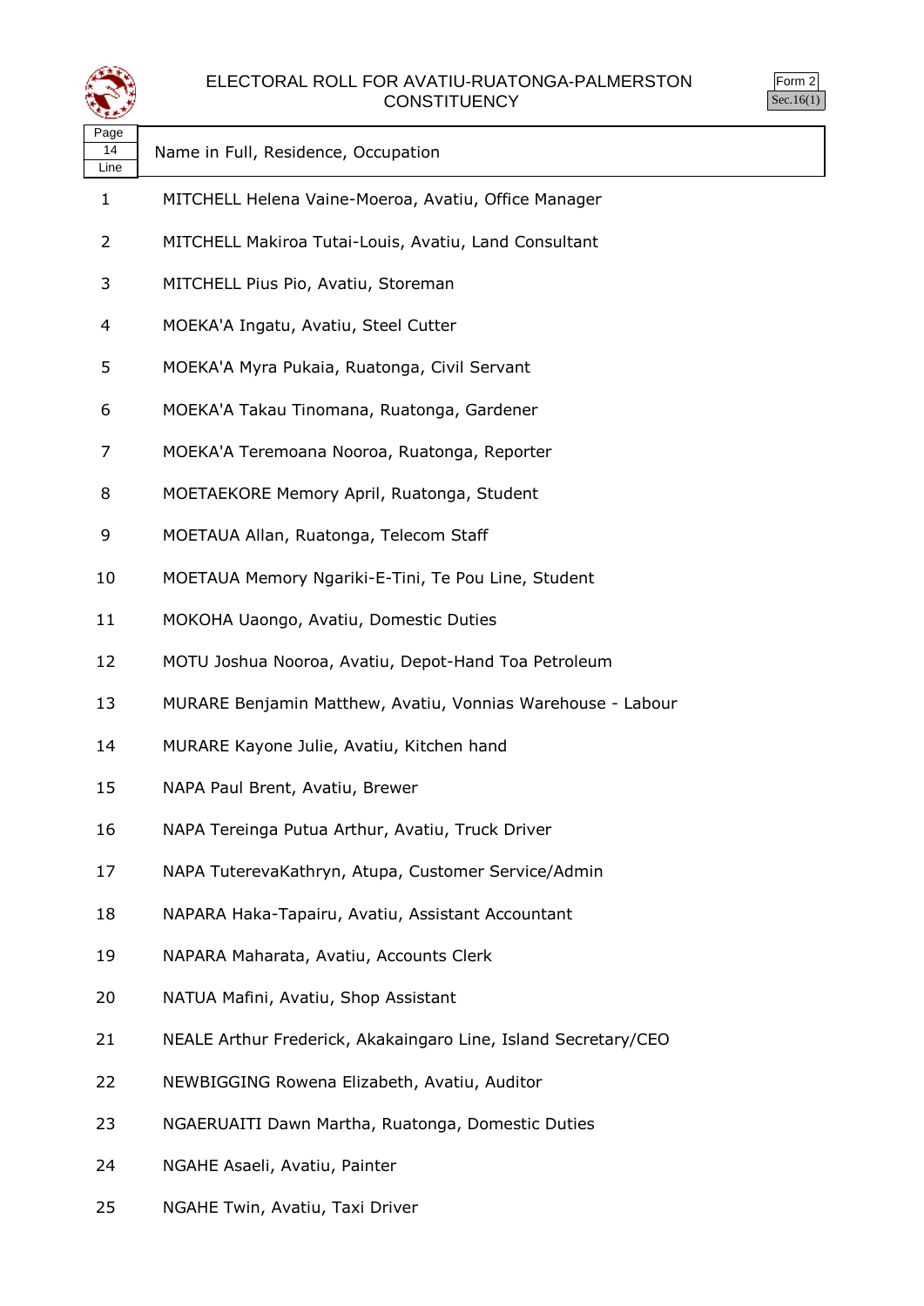# ELECTORAL ROLL FOR AVATIU-RUATONGA-PALMERSTON CONSTITUENCY

Form 2
Sec.16(1)

| Page 14 Line | Name in Full, Residence, Occupation |
|---|---|
| 1 | MITCHELL Helena Vaine-Moeroa, Avatiu, Office Manager |
| 2 | MITCHELL Makiroa Tutai-Louis, Avatiu, Land Consultant |
| 3 | MITCHELL Pius Pio, Avatiu, Storeman |
| 4 | MOEKA'A Ingatu, Avatiu, Steel Cutter |
| 5 | MOEKA'A Myra Pukaia, Ruatonga, Civil Servant |
| 6 | MOEKA'A Takau Tinomana, Ruatonga, Gardener |
| 7 | MOEKA'A Teremoana Nooroa, Ruatonga, Reporter |
| 8 | MOETAEKORE Memory April, Ruatonga, Student |
| 9 | MOETAUA Allan, Ruatonga, Telecom Staff |
| 10 | MOETAUA Memory Ngariki-E-Tini, Te Pou Line, Student |
| 11 | MOKOHA Uaongo, Avatiu, Domestic Duties |
| 12 | MOTU Joshua Nooroa, Avatiu, Depot-Hand Toa Petroleum |
| 13 | MURARE Benjamin Matthew, Avatiu, Vonnias Warehouse - Labour |
| 14 | MURARE Kayone Julie, Avatiu, Kitchen hand |
| 15 | NAPA Paul Brent, Avatiu, Brewer |
| 16 | NAPA Tereinga Putua Arthur, Avatiu, Truck Driver |
| 17 | NAPA TuterevaKathryn, Atupa, Customer Service/Admin |
| 18 | NAPARA Haka-Tapairu, Avatiu, Assistant Accountant |
| 19 | NAPARA Maharata, Avatiu, Accounts Clerk |
| 20 | NATUA Mafini, Avatiu, Shop Assistant |
| 21 | NEALE Arthur Frederick, Akakaingaro Line, Island Secretary/CEO |
| 22 | NEWBIGGING Rowena Elizabeth, Avatiu, Auditor |
| 23 | NGAERUAITI Dawn Martha, Ruatonga, Domestic Duties |
| 24 | NGAHE Asaeli, Avatiu, Painter |
| 25 | NGAHE Twin, Avatiu, Taxi Driver |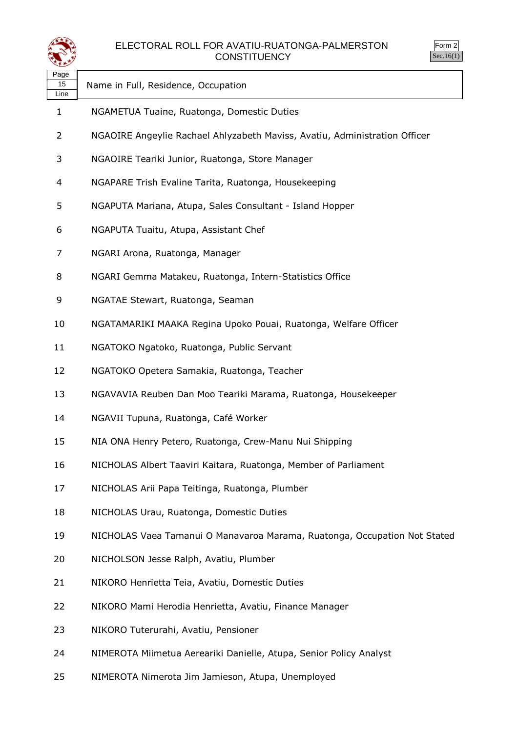# ELECTORAL ROLL FOR AVATIU-RUATONGA-PALMERSTON CONSTITUENCY

Form 2
Sec.16(1)

| Page 15 Line | Name in Full, Residence, Occupation |
|---|---|
| 1 | NGAMETUA Tuaine, Ruatonga, Domestic Duties |
| 2 | NGAOIRE Angeylie Rachael Ahlyzabeth Maviss, Avatiu, Administration Officer |
| 3 | NGAOIRE Teariki Junior, Ruatonga, Store Manager |
| 4 | NGAPARE Trish Evaline Tarita, Ruatonga, Housekeeping |
| 5 | NGAPUTA Mariana, Atupa, Sales Consultant - Island Hopper |
| 6 | NGAPUTA Tuaitu, Atupa, Assistant Chef |
| 7 | NGARI Arona, Ruatonga, Manager |
| 8 | NGARI Gemma Matakeu, Ruatonga, Intern-Statistics Office |
| 9 | NGATAE Stewart, Ruatonga, Seaman |
| 10 | NGATAMARIKI MAAKA Regina Upoko Pouai, Ruatonga, Welfare Officer |
| 11 | NGATOKO Ngatoko, Ruatonga, Public Servant |
| 12 | NGATOKO Opetera Samakia, Ruatonga, Teacher |
| 13 | NGAVAVIA Reuben Dan Moo Teariki Marama, Ruatonga, Housekeeper |
| 14 | NGAVII Tupuna, Ruatonga, Café Worker |
| 15 | NIA ONA Henry Petero, Ruatonga, Crew-Manu Nui Shipping |
| 16 | NICHOLAS Albert Taaviri Kaitara, Ruatonga, Member of Parliament |
| 17 | NICHOLAS Arii Papa Teitinga, Ruatonga, Plumber |
| 18 | NICHOLAS Urau, Ruatonga, Domestic Duties |
| 19 | NICHOLAS Vaea Tamanui O Manavaroa Marama, Ruatonga, Occupation Not Stated |
| 20 | NICHOLSON Jesse Ralph, Avatiu, Plumber |
| 21 | NIKORO Henrietta Teia, Avatiu, Domestic Duties |
| 22 | NIKORO Mami Herodia Henrietta, Avatiu, Finance Manager |
| 23 | NIKORO Tuterurahi, Avatiu, Pensioner |
| 24 | NIMEROTA Miimetua Aereariki Danielle, Atupa, Senior Policy Analyst |
| 25 | NIMEROTA Nimerota Jim Jamieson, Atupa, Unemployed |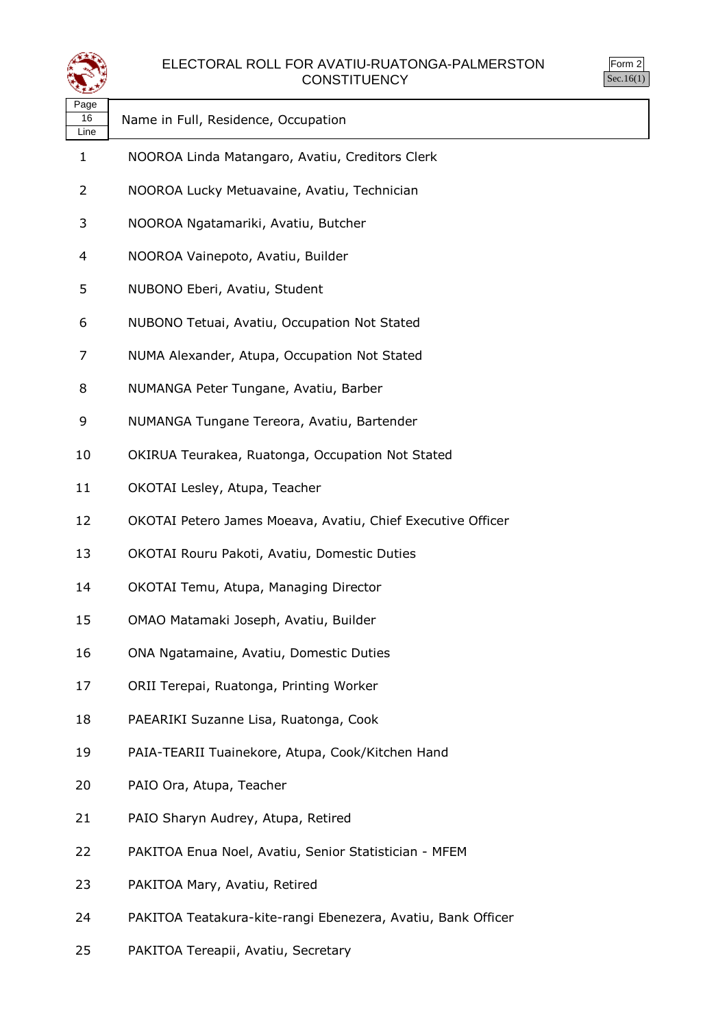# ELECTORAL ROLL FOR AVATIU-RUATONGA-PALMERSTON CONSTITUENCY

Form 2
Sec.16(1)

| Page 16 Line | Name in Full, Residence, Occupation |
|---|---|
| 1 | NOOROA Linda Matangaro, Avatiu, Creditors Clerk |
| 2 | NOOROA Lucky Metuavaine, Avatiu, Technician |
| 3 | NOOROA Ngatamariki, Avatiu, Butcher |
| 4 | NOOROA Vainepoto, Avatiu, Builder |
| 5 | NUBONO Eberi, Avatiu, Student |
| 6 | NUBONO Tetuai, Avatiu, Occupation Not Stated |
| 7 | NUMA Alexander, Atupa, Occupation Not Stated |
| 8 | NUMANGA Peter Tungane, Avatiu, Barber |
| 9 | NUMANGA Tungane Tereora, Avatiu, Bartender |
| 10 | OKIRUA Teurakea, Ruatonga, Occupation Not Stated |
| 11 | OKOTAI Lesley, Atupa, Teacher |
| 12 | OKOTAI Petero James Moeava, Avatiu, Chief Executive Officer |
| 13 | OKOTAI Rouru Pakoti, Avatiu, Domestic Duties |
| 14 | OKOTAI Temu, Atupa, Managing Director |
| 15 | OMAO Matamaki Joseph, Avatiu, Builder |
| 16 | ONA Ngatamaine, Avatiu, Domestic Duties |
| 17 | ORII Terepai, Ruatonga, Printing Worker |
| 18 | PAEARIKI Suzanne Lisa, Ruatonga, Cook |
| 19 | PAIA-TEARII Tuainekore, Atupa, Cook/Kitchen Hand |
| 20 | PAIO Ora, Atupa, Teacher |
| 21 | PAIO Sharyn Audrey, Atupa, Retired |
| 22 | PAKITOA Enua Noel, Avatiu, Senior Statistician - MFEM |
| 23 | PAKITOA Mary, Avatiu, Retired |
| 24 | PAKITOA Teatakura-kite-rangi Ebenezera, Avatiu, Bank Officer |
| 25 | PAKITOA Tereapii, Avatiu, Secretary |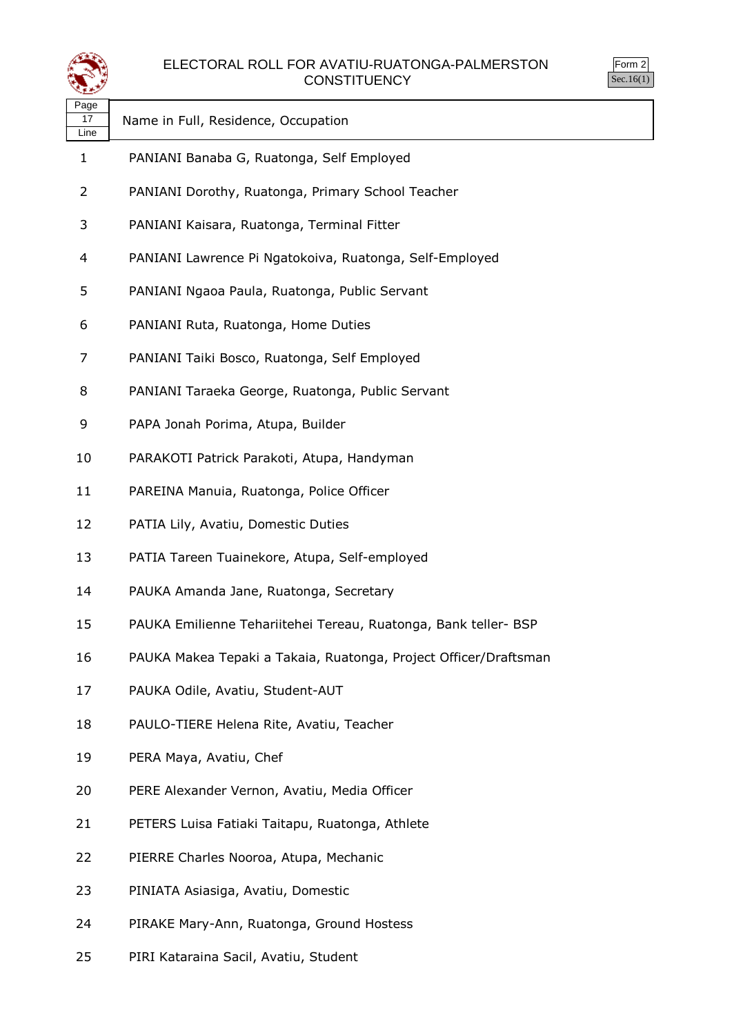ELECTORAL ROLL FOR AVATIU-RUATONGA-PALMERSTON CONSTITUENCY

Form 2
Sec.16(1)

| Page 17 Line | Name in Full, Residence, Occupation |
|---|---|
| 1 | PANIANI Banaba G, Ruatonga, Self Employed |
| 2 | PANIANI Dorothy, Ruatonga, Primary School Teacher |
| 3 | PANIANI Kaisara, Ruatonga, Terminal Fitter |
| 4 | PANIANI Lawrence Pi Ngatokoiva, Ruatonga, Self-Employed |
| 5 | PANIANI Ngaoa Paula, Ruatonga, Public Servant |
| 6 | PANIANI Ruta, Ruatonga, Home Duties |
| 7 | PANIANI Taiki Bosco, Ruatonga, Self Employed |
| 8 | PANIANI Taraeka George, Ruatonga, Public Servant |
| 9 | PAPA Jonah Porima, Atupa, Builder |
| 10 | PARAKOTI Patrick Parakoti, Atupa, Handyman |
| 11 | PAREINA Manuia, Ruatonga, Police Officer |
| 12 | PATIA Lily, Avatiu, Domestic Duties |
| 13 | PATIA Tareen Tuainekore, Atupa, Self-employed |
| 14 | PAUKA Amanda Jane, Ruatonga, Secretary |
| 15 | PAUKA Emilienne Tehariitehei Tereau, Ruatonga, Bank teller- BSP |
| 16 | PAUKA Makea Tepaki a Takaia, Ruatonga, Project Officer/Draftsman |
| 17 | PAUKA Odile, Avatiu, Student-AUT |
| 18 | PAULO-TIERE Helena Rite, Avatiu, Teacher |
| 19 | PERA Maya, Avatiu, Chef |
| 20 | PERE Alexander Vernon, Avatiu, Media Officer |
| 21 | PETERS Luisa Fatiaki Taitapu, Ruatonga, Athlete |
| 22 | PIERRE Charles Nooroa, Atupa, Mechanic |
| 23 | PINIATA Asiasiga, Avatiu, Domestic |
| 24 | PIRAKE Mary-Ann, Ruatonga, Ground Hostess |
| 25 | PIRI Kataraina Sacil, Avatiu, Student |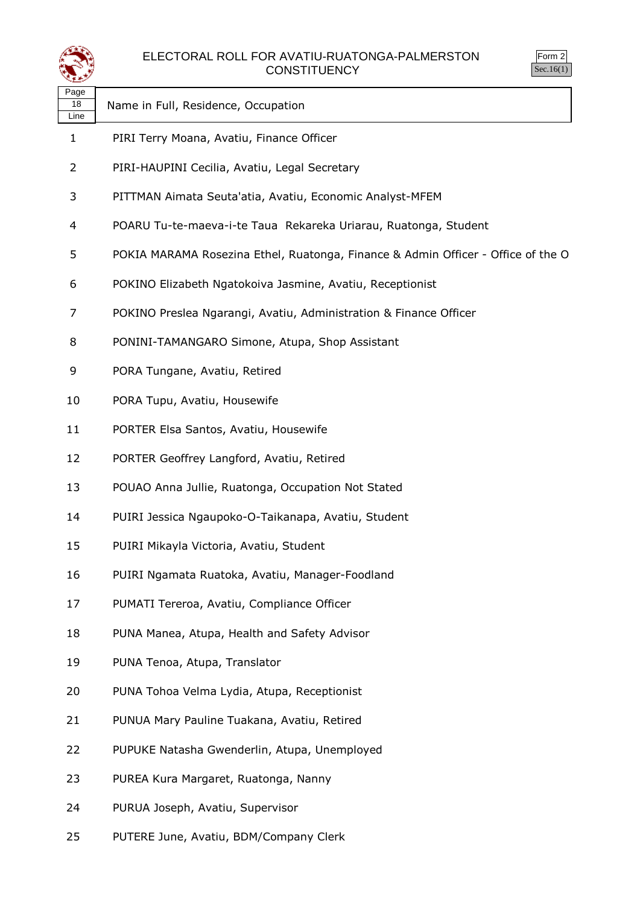# ELECTORAL ROLL FOR AVATIU-RUATONGA-PALMERSTON CONSTITUENCY

Form 2
Sec.16(1)

| Page 18 Line | Name in Full, Residence, Occupation |
|---|---|
| 1 | PIRI Terry Moana, Avatiu, Finance Officer |
| 2 | PIRI-HAUPINI Cecilia, Avatiu, Legal Secretary |
| 3 | PITTMAN Aimata Seuta'atia, Avatiu, Economic Analyst-MFEM |
| 4 | POARU Tu-te-maeva-i-te Taua  Rekareka Uriarau, Ruatonga, Student |
| 5 | POKIA MARAMA Rosezina Ethel, Ruatonga, Finance & Admin Officer - Office of the O |
| 6 | POKINO Elizabeth Ngatokoiva Jasmine, Avatiu, Receptionist |
| 7 | POKINO Preslea Ngarangi, Avatiu, Administration & Finance Officer |
| 8 | PONINI-TAMANGARO Simone, Atupa, Shop Assistant |
| 9 | PORA Tungane, Avatiu, Retired |
| 10 | PORA Tupu, Avatiu, Housewife |
| 11 | PORTER Elsa Santos, Avatiu, Housewife |
| 12 | PORTER Geoffrey Langford, Avatiu, Retired |
| 13 | POUAO Anna Jullie, Ruatonga, Occupation Not Stated |
| 14 | PUIRI Jessica Ngaupoko-O-Taikanapa, Avatiu, Student |
| 15 | PUIRI Mikayla Victoria, Avatiu, Student |
| 16 | PUIRI Ngamata Ruatoka, Avatiu, Manager-Foodland |
| 17 | PUMATI Tereroa, Avatiu, Compliance Officer |
| 18 | PUNA Manea, Atupa, Health and Safety Advisor |
| 19 | PUNA Tenoa, Atupa, Translator |
| 20 | PUNA Tohoa Velma Lydia, Atupa, Receptionist |
| 21 | PUNUA Mary Pauline Tuakana, Avatiu, Retired |
| 22 | PUPUKE Natasha Gwenderlin, Atupa, Unemployed |
| 23 | PUREA Kura Margaret, Ruatonga, Nanny |
| 24 | PURUA Joseph, Avatiu, Supervisor |
| 25 | PUTERE June, Avatiu, BDM/Company Clerk |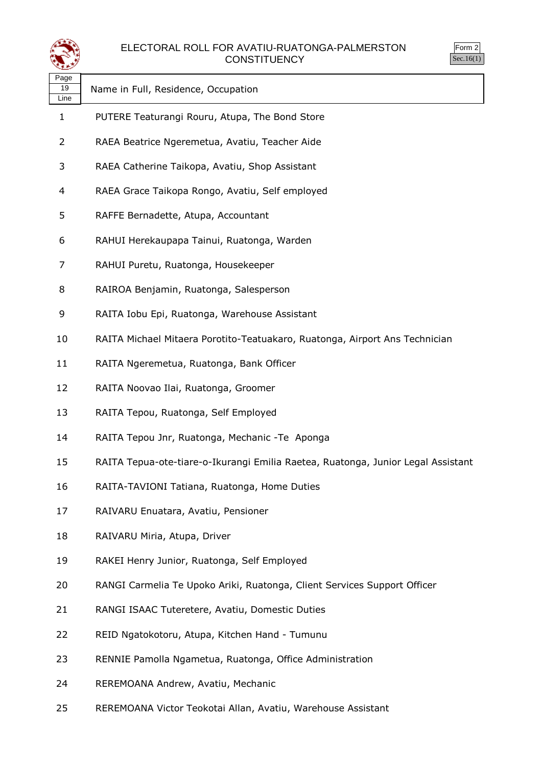# ELECTORAL ROLL FOR AVATIU-RUATONGA-PALMERSTON CONSTITUENCY

Form 2
Sec.16(1)

| Page 19 Line | Name in Full, Residence, Occupation |
|---|---|
| 1 | PUTERE Teaturangi Rouru, Atupa, The Bond Store |
| 2 | RAEA Beatrice Ngeremetua, Avatiu, Teacher Aide |
| 3 | RAEA Catherine Taikopa, Avatiu, Shop Assistant |
| 4 | RAEA Grace Taikopa Rongo, Avatiu, Self employed |
| 5 | RAFFE Bernadette, Atupa, Accountant |
| 6 | RAHUI Herekaupapa Tainui, Ruatonga, Warden |
| 7 | RAHUI Puretu, Ruatonga, Housekeeper |
| 8 | RAIROA Benjamin, Ruatonga, Salesperson |
| 9 | RAITA Iobu Epi, Ruatonga, Warehouse Assistant |
| 10 | RAITA Michael Mitaera Porotito-Teatuakaro, Ruatonga, Airport Ans Technician |
| 11 | RAITA Ngeremetua, Ruatonga, Bank Officer |
| 12 | RAITA Noovao Ilai, Ruatonga, Groomer |
| 13 | RAITA Tepou, Ruatonga, Self Employed |
| 14 | RAITA Tepou Jnr, Ruatonga, Mechanic -Te Aponga |
| 15 | RAITA Tepua-ote-tiare-o-Ikurangi Emilia Raetea, Ruatonga, Junior Legal Assistant |
| 16 | RAITA-TAVIONI Tatiana, Ruatonga, Home Duties |
| 17 | RAIVARU Enuatara, Avatiu, Pensioner |
| 18 | RAIVARU Miria, Atupa, Driver |
| 19 | RAKEI Henry Junior, Ruatonga, Self Employed |
| 20 | RANGI Carmelia Te Upoko Ariki, Ruatonga, Client Services Support Officer |
| 21 | RANGI ISAAC Tuteretere, Avatiu, Domestic Duties |
| 22 | REID Ngatokotoru, Atupa, Kitchen Hand - Tumunu |
| 23 | RENNIE Pamolla Ngametua, Ruatonga, Office Administration |
| 24 | REREMOANA Andrew, Avatiu, Mechanic |
| 25 | REREMOANA Victor Teokotai Allan, Avatiu, Warehouse Assistant |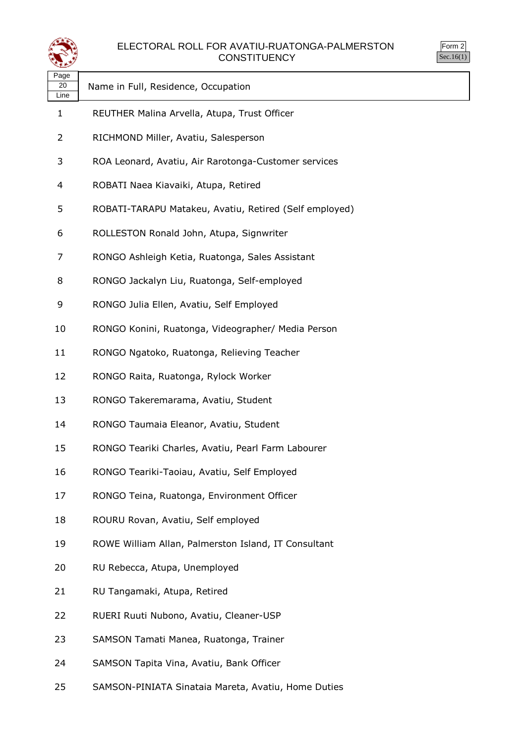# ELECTORAL ROLL FOR AVATIU-RUATONGA-PALMERSTON CONSTITUENCY

Form 2
Sec.16(1)

| Page 20 Line | Name in Full, Residence, Occupation |
|---|---|
| 1 | REUTHER Malina Arvella, Atupa, Trust Officer |
| 2 | RICHMOND Miller, Avatiu, Salesperson |
| 3 | ROA Leonard, Avatiu, Air Rarotonga-Customer services |
| 4 | ROBATI Naea Kiavaiki, Atupa, Retired |
| 5 | ROBATI-TARAPU Matakeu, Avatiu, Retired (Self employed) |
| 6 | ROLLESTON Ronald John, Atupa, Signwriter |
| 7 | RONGO Ashleigh Ketia, Ruatonga, Sales Assistant |
| 8 | RONGO Jackalyn Liu, Ruatonga, Self-employed |
| 9 | RONGO Julia Ellen, Avatiu, Self Employed |
| 10 | RONGO Konini, Ruatonga, Videographer/ Media Person |
| 11 | RONGO Ngatoko, Ruatonga, Relieving Teacher |
| 12 | RONGO Raita, Ruatonga, Rylock Worker |
| 13 | RONGO Takeremarama, Avatiu, Student |
| 14 | RONGO Taumaia Eleanor, Avatiu, Student |
| 15 | RONGO Teariki Charles, Avatiu, Pearl Farm Labourer |
| 16 | RONGO Teariki-Taoiau, Avatiu, Self Employed |
| 17 | RONGO Teina, Ruatonga, Environment Officer |
| 18 | ROURU Rovan, Avatiu, Self employed |
| 19 | ROWE William Allan, Palmerston Island, IT Consultant |
| 20 | RU Rebecca, Atupa, Unemployed |
| 21 | RU Tangamaki, Atupa, Retired |
| 22 | RUERI Ruuti Nubono, Avatiu, Cleaner-USP |
| 23 | SAMSON Tamati Manea, Ruatonga, Trainer |
| 24 | SAMSON Tapita Vina, Avatiu, Bank Officer |
| 25 | SAMSON-PINIATA Sinataia Mareta, Avatiu, Home Duties |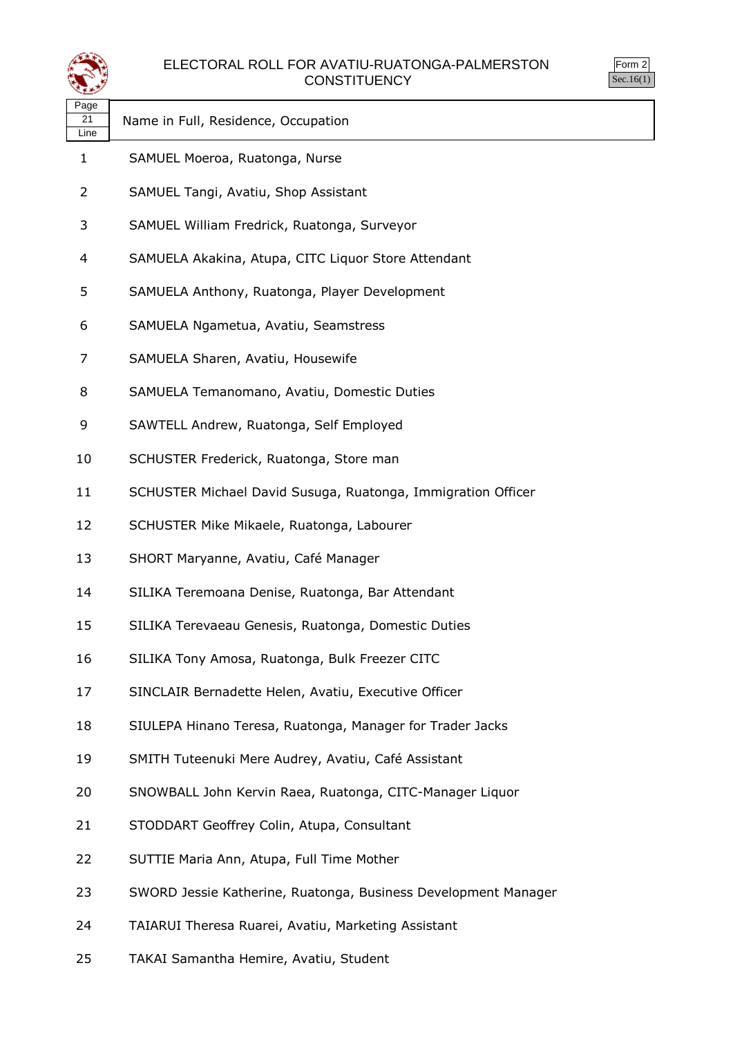# ELECTORAL ROLL FOR AVATIU-RUATONGA-PALMERSTON CONSTITUENCY

Form 2
Sec.16(1)

| Page 21 Line | Name in Full, Residence, Occupation |
|---|---|
| 1 | SAMUEL Moeroa, Ruatonga, Nurse |
| 2 | SAMUEL Tangi, Avatiu, Shop Assistant |
| 3 | SAMUEL William Fredrick, Ruatonga, Surveyor |
| 4 | SAMUELA Akakina, Atupa, CITC Liquor Store Attendant |
| 5 | SAMUELA Anthony, Ruatonga, Player Development |
| 6 | SAMUELA Ngametua, Avatiu, Seamstress |
| 7 | SAMUELA Sharen, Avatiu, Housewife |
| 8 | SAMUELA Temanomano, Avatiu, Domestic Duties |
| 9 | SAWTELL Andrew, Ruatonga, Self Employed |
| 10 | SCHUSTER Frederick, Ruatonga, Store man |
| 11 | SCHUSTER Michael David Susuga, Ruatonga, Immigration Officer |
| 12 | SCHUSTER Mike Mikaele, Ruatonga, Labourer |
| 13 | SHORT Maryanne, Avatiu, Café Manager |
| 14 | SILIKA Teremoana Denise, Ruatonga, Bar Attendant |
| 15 | SILIKA Terevaeau Genesis, Ruatonga, Domestic Duties |
| 16 | SILIKA Tony Amosa, Ruatonga, Bulk Freezer CITC |
| 17 | SINCLAIR Bernadette Helen, Avatiu, Executive Officer |
| 18 | SIULEPA Hinano Teresa, Ruatonga, Manager for Trader Jacks |
| 19 | SMITH Tuteenuki Mere Audrey, Avatiu, Café Assistant |
| 20 | SNOWBALL John Kervin Raea, Ruatonga, CITC-Manager Liquor |
| 21 | STODDART Geoffrey Colin, Atupa, Consultant |
| 22 | SUTTIE Maria Ann, Atupa, Full Time Mother |
| 23 | SWORD Jessie Katherine, Ruatonga, Business Development Manager |
| 24 | TAIARUI Theresa Ruarei, Avatiu, Marketing Assistant |
| 25 | TAKAI Samantha Hemire, Avatiu, Student |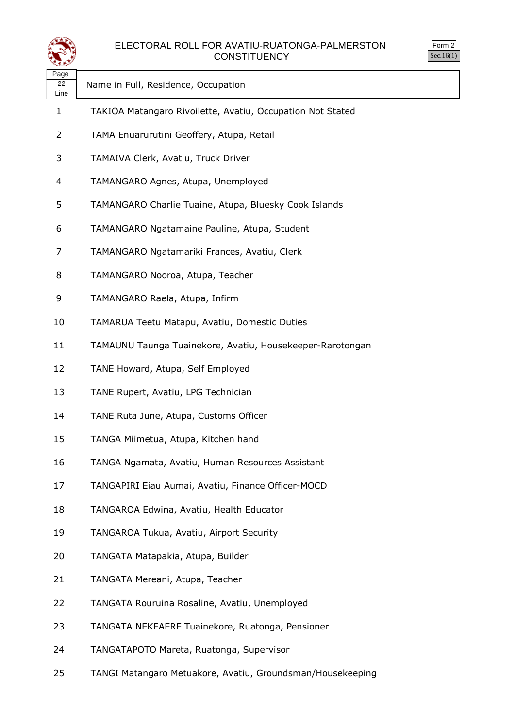ELECTORAL ROLL FOR AVATIU-RUATONGA-PALMERSTON CONSTITUENCY

Form 2
Sec.16(1)

| Page 22 Line | Name in Full, Residence, Occupation |
|---|---|
| 1 | TAKIOA Matangaro Rivoiiette, Avatiu, Occupation Not Stated |
| 2 | TAMA Enuarurutini Geoffery, Atupa, Retail |
| 3 | TAMAIVA Clerk, Avatiu, Truck Driver |
| 4 | TAMANGARO Agnes, Atupa, Unemployed |
| 5 | TAMANGARO Charlie Tuaine, Atupa, Bluesky Cook Islands |
| 6 | TAMANGARO Ngatamaine Pauline, Atupa, Student |
| 7 | TAMANGARO Ngatamariki Frances, Avatiu, Clerk |
| 8 | TAMANGARO Nooroa, Atupa, Teacher |
| 9 | TAMANGARO Raela, Atupa, Infirm |
| 10 | TAMARUA Teetu Matapu, Avatiu, Domestic Duties |
| 11 | TAMAUNU Taunga Tuainekore, Avatiu, Housekeeper-Rarotongan |
| 12 | TANE Howard, Atupa, Self Employed |
| 13 | TANE Rupert, Avatiu, LPG Technician |
| 14 | TANE Ruta June, Atupa, Customs Officer |
| 15 | TANGA Miimetua, Atupa, Kitchen hand |
| 16 | TANGA Ngamata, Avatiu, Human Resources Assistant |
| 17 | TANGAPIRI Eiau Aumai, Avatiu, Finance Officer-MOCD |
| 18 | TANGAROA Edwina, Avatiu, Health Educator |
| 19 | TANGAROA Tukua, Avatiu, Airport Security |
| 20 | TANGATA Matapakia, Atupa, Builder |
| 21 | TANGATA Mereani, Atupa, Teacher |
| 22 | TANGATA Rouruina Rosaline, Avatiu, Unemployed |
| 23 | TANGATA NEKEAERE Tuainekore, Ruatonga, Pensioner |
| 24 | TANGATAPOTO Mareta, Ruatonga, Supervisor |
| 25 | TANGI Matangaro Metuakore, Avatiu, Groundsman/Housekeeping |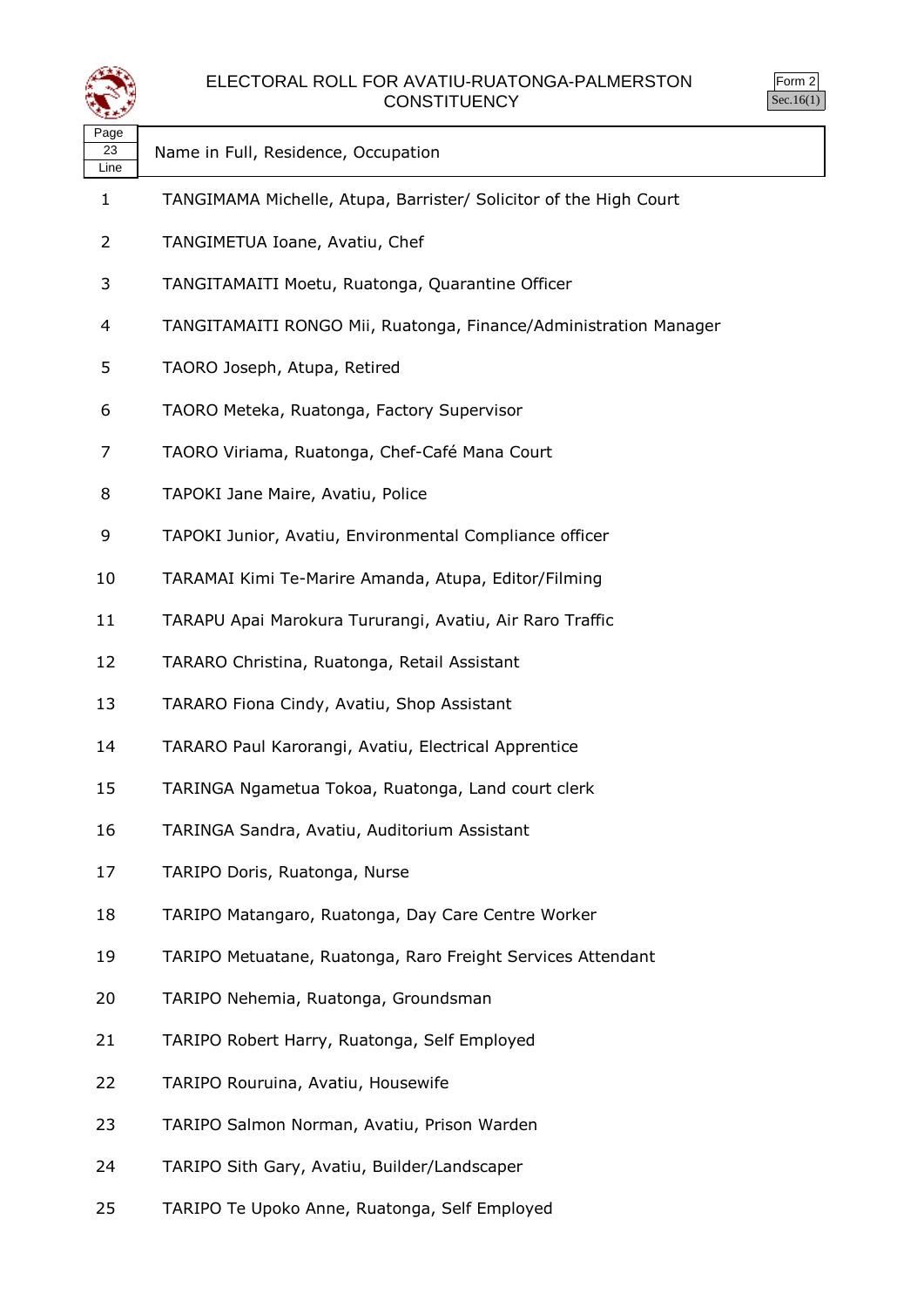# ELECTORAL ROLL FOR AVATIU-RUATONGA-PALMERSTON CONSTITUENCY

Form 2
Sec.16(1)

| Page 23 Line | Name in Full, Residence, Occupation |
|---|---|
| 1 | TANGIMAMA Michelle, Atupa, Barrister/ Solicitor of the High Court |
| 2 | TANGIMETUA Ioane, Avatiu, Chef |
| 3 | TANGITAMAITI Moetu, Ruatonga, Quarantine Officer |
| 4 | TANGITAMAITI RONGO Mii, Ruatonga, Finance/Administration Manager |
| 5 | TAORO Joseph, Atupa, Retired |
| 6 | TAORO Meteka, Ruatonga, Factory Supervisor |
| 7 | TAORO Viriama, Ruatonga, Chef-Café Mana Court |
| 8 | TAPOKI Jane Maire, Avatiu, Police |
| 9 | TAPOKI Junior, Avatiu, Environmental Compliance officer |
| 10 | TARAMAI Kimi Te-Marire Amanda, Atupa, Editor/Filming |
| 11 | TARAPU Apai Marokura Tururangi, Avatiu, Air Raro Traffic |
| 12 | TARARO Christina, Ruatonga, Retail Assistant |
| 13 | TARARO Fiona Cindy, Avatiu, Shop Assistant |
| 14 | TARARO Paul Karorangi, Avatiu, Electrical Apprentice |
| 15 | TARINGA Ngametua Tokoa, Ruatonga, Land court clerk |
| 16 | TARINGA Sandra, Avatiu, Auditorium Assistant |
| 17 | TARIPO Doris, Ruatonga, Nurse |
| 18 | TARIPO Matangaro, Ruatonga, Day Care Centre Worker |
| 19 | TARIPO Metuatane, Ruatonga, Raro Freight Services Attendant |
| 20 | TARIPO Nehemia, Ruatonga, Groundsman |
| 21 | TARIPO Robert Harry, Ruatonga, Self Employed |
| 22 | TARIPO Rouruina, Avatiu, Housewife |
| 23 | TARIPO Salmon Norman, Avatiu, Prison Warden |
| 24 | TARIPO Sith Gary, Avatiu, Builder/Landscaper |
| 25 | TARIPO Te Upoko Anne, Ruatonga, Self Employed |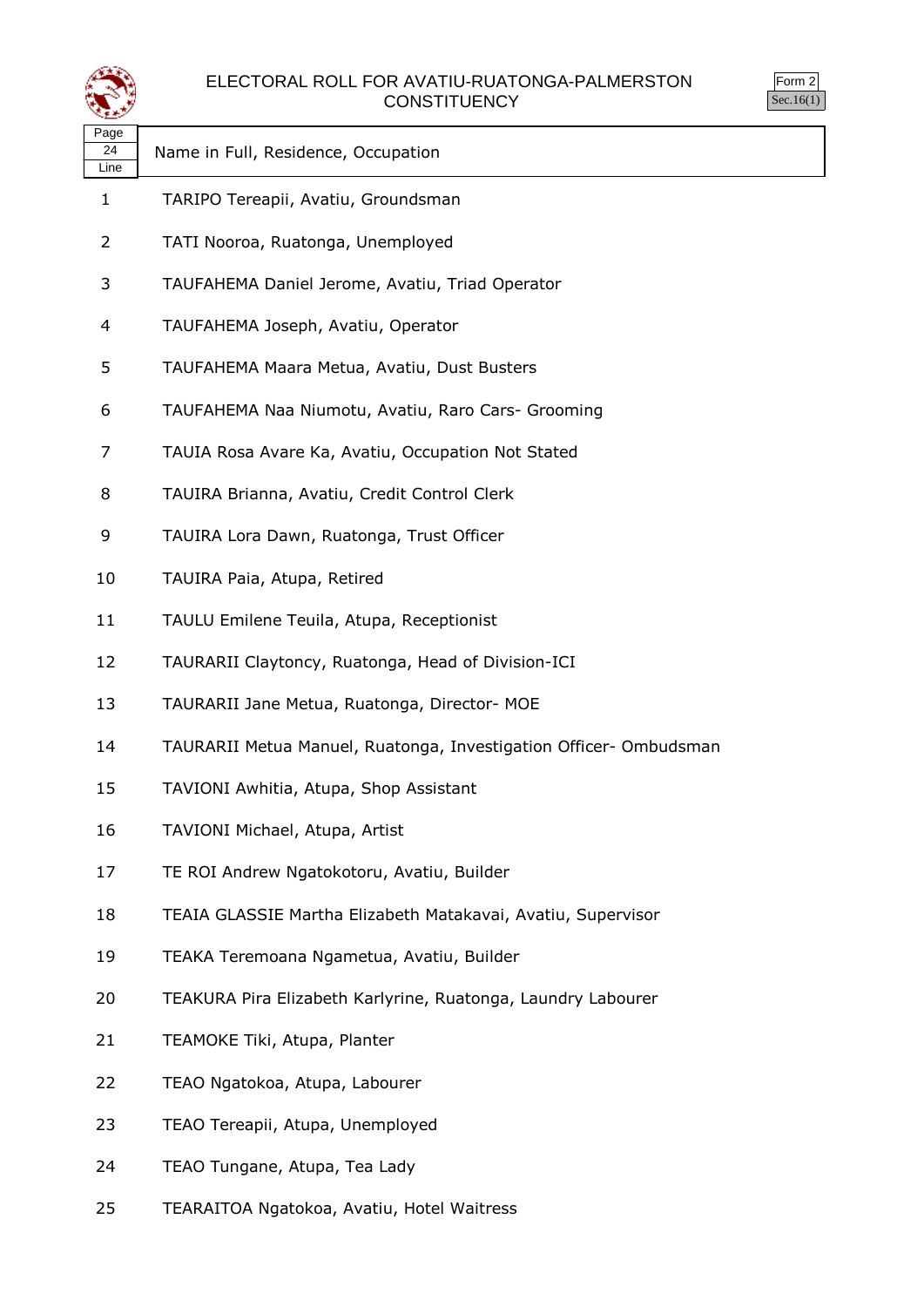# ELECTORAL ROLL FOR AVATIU-RUATONGA-PALMERSTON CONSTITUENCY

Form 2
Sec.16(1)

| Page 24 Line | Name in Full, Residence, Occupation |
|---|---|
| 1 | TARIPO Tereapii, Avatiu, Groundsman |
| 2 | TATI Nooroa, Ruatonga, Unemployed |
| 3 | TAUFAHEMA Daniel Jerome, Avatiu, Triad Operator |
| 4 | TAUFAHEMA Joseph, Avatiu, Operator |
| 5 | TAUFAHEMA Maara Metua, Avatiu, Dust Busters |
| 6 | TAUFAHEMA Naa Niumotu, Avatiu, Raro Cars- Grooming |
| 7 | TAUIA Rosa Avare Ka, Avatiu, Occupation Not Stated |
| 8 | TAUIRA Brianna, Avatiu, Credit Control Clerk |
| 9 | TAUIRA Lora Dawn, Ruatonga, Trust Officer |
| 10 | TAUIRA Paia, Atupa, Retired |
| 11 | TAULU Emilene Teuila, Atupa, Receptionist |
| 12 | TAURARII Claytoncy, Ruatonga, Head of Division-ICI |
| 13 | TAURARII Jane Metua, Ruatonga, Director- MOE |
| 14 | TAURARII Metua Manuel, Ruatonga, Investigation Officer- Ombudsman |
| 15 | TAVIONI Awhitia, Atupa, Shop Assistant |
| 16 | TAVIONI Michael, Atupa, Artist |
| 17 | TE ROI Andrew Ngatokotoru, Avatiu, Builder |
| 18 | TEAIA GLASSIE Martha Elizabeth Matakavai, Avatiu, Supervisor |
| 19 | TEAKA Teremoana Ngametua, Avatiu, Builder |
| 20 | TEAKURA Pira Elizabeth Karlyrine, Ruatonga, Laundry Labourer |
| 21 | TEAMOKE Tiki, Atupa, Planter |
| 22 | TEAO Ngatokoa, Atupa, Labourer |
| 23 | TEAO Tereapii, Atupa, Unemployed |
| 24 | TEAO Tungane, Atupa, Tea Lady |
| 25 | TEARAITOA Ngatokoa, Avatiu, Hotel Waitress |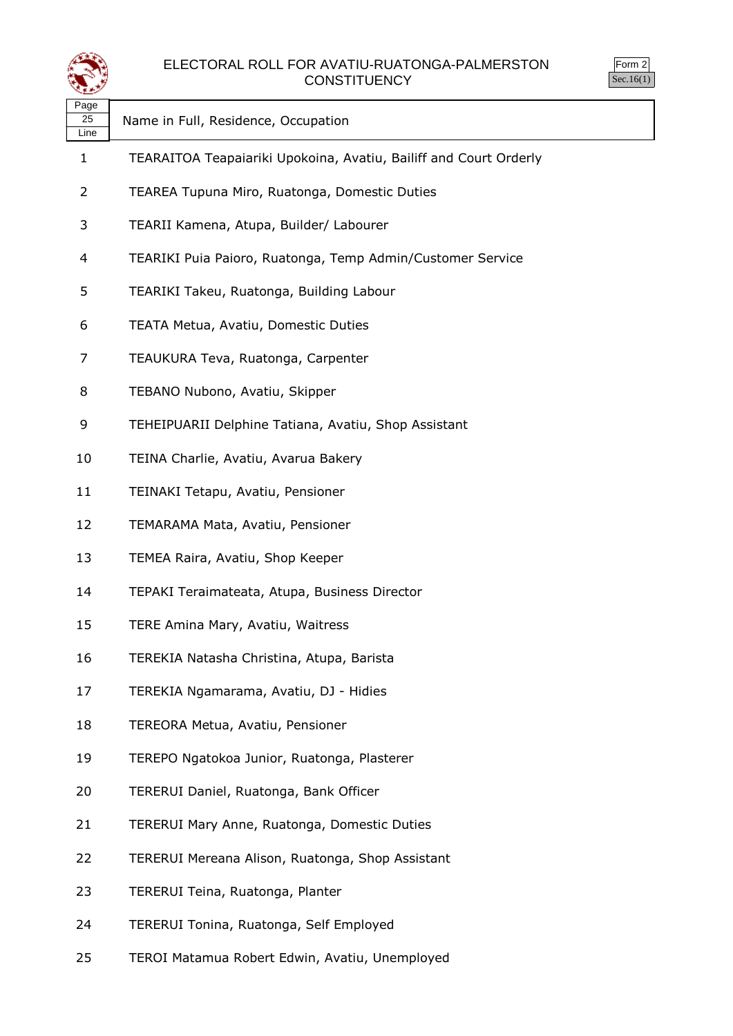ELECTORAL ROLL FOR AVATIU-RUATONGA-PALMERSTON CONSTITUENCY

Form 2
Sec.16(1)

| Page 25 Line | Name in Full, Residence, Occupation |
|---|---|
| 1 | TEARAITOA Teapaiariki Upokoina, Avatiu, Bailiff and Court Orderly |
| 2 | TEAREA Tupuna Miro, Ruatonga, Domestic Duties |
| 3 | TEARII Kamena, Atupa, Builder/ Labourer |
| 4 | TEARIKI Puia Paioro, Ruatonga, Temp Admin/Customer Service |
| 5 | TEARIKI Takeu, Ruatonga, Building Labour |
| 6 | TEATA Metua, Avatiu, Domestic Duties |
| 7 | TEAUKURA Teva, Ruatonga, Carpenter |
| 8 | TEBANO Nubono, Avatiu, Skipper |
| 9 | TEHEIPUARII Delphine Tatiana, Avatiu, Shop Assistant |
| 10 | TEINA Charlie, Avatiu, Avarua Bakery |
| 11 | TEINAKI Tetapu, Avatiu, Pensioner |
| 12 | TEMARAMA Mata, Avatiu, Pensioner |
| 13 | TEMEA Raira, Avatiu, Shop Keeper |
| 14 | TEPAKI Teraimateata, Atupa, Business Director |
| 15 | TERE Amina Mary, Avatiu, Waitress |
| 16 | TEREKIA Natasha Christina, Atupa, Barista |
| 17 | TEREKIA Ngamarama, Avatiu, DJ - Hidies |
| 18 | TEREORA Metua, Avatiu, Pensioner |
| 19 | TEREPO Ngatokoa Junior, Ruatonga, Plasterer |
| 20 | TERERUI Daniel, Ruatonga, Bank Officer |
| 21 | TERERUI Mary Anne, Ruatonga, Domestic Duties |
| 22 | TERERUI Mereana Alison, Ruatonga, Shop Assistant |
| 23 | TERERUI Teina, Ruatonga, Planter |
| 24 | TERERUI Tonina, Ruatonga, Self Employed |
| 25 | TEROI Matamua Robert Edwin, Avatiu, Unemployed |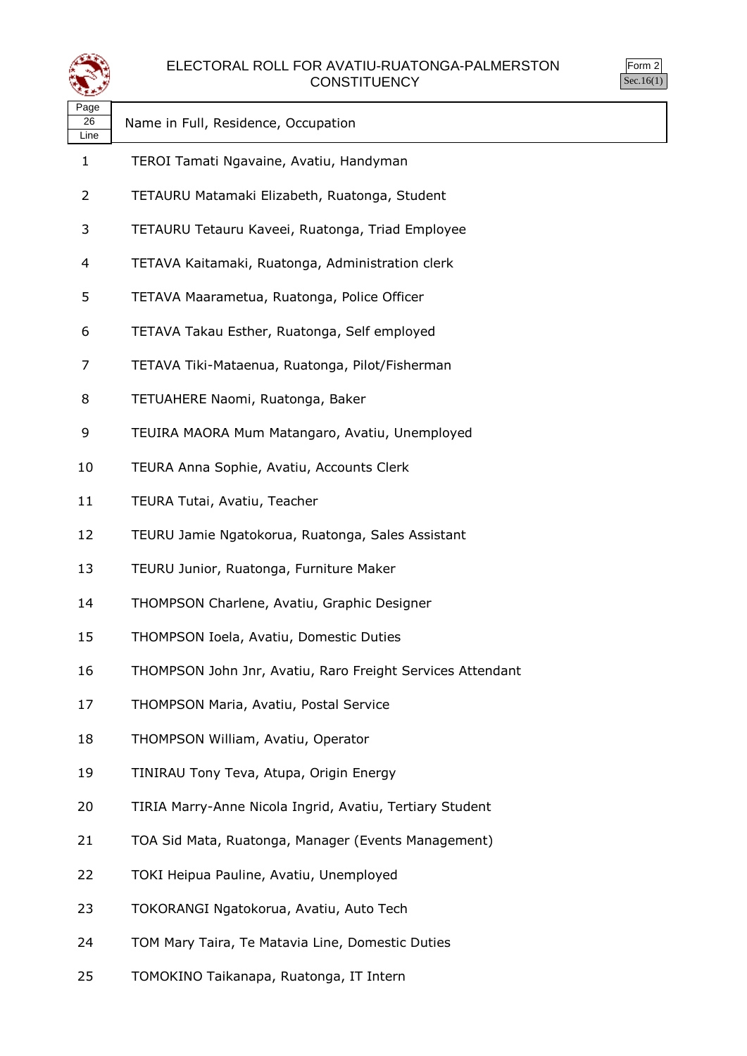# ELECTORAL ROLL FOR AVATIU-RUATONGA-PALMERSTON CONSTITUENCY

Form 2
Sec.16(1)

| Page 26 Line | Name in Full, Residence, Occupation |
|---|---|
| 1 | TEROI Tamati Ngavaine, Avatiu, Handyman |
| 2 | TETAURU Matamaki Elizabeth, Ruatonga, Student |
| 3 | TETAURU Tetauru Kaveei, Ruatonga, Triad Employee |
| 4 | TETAVA Kaitamaki, Ruatonga, Administration clerk |
| 5 | TETAVA Maarametua, Ruatonga, Police Officer |
| 6 | TETAVA Takau Esther, Ruatonga, Self employed |
| 7 | TETAVA Tiki-Mataenua, Ruatonga, Pilot/Fisherman |
| 8 | TETUAHERE Naomi, Ruatonga, Baker |
| 9 | TEUIRA MAORA Mum Matangaro, Avatiu, Unemployed |
| 10 | TEURA Anna Sophie, Avatiu, Accounts Clerk |
| 11 | TEURA Tutai, Avatiu, Teacher |
| 12 | TEURU Jamie Ngatokorua, Ruatonga, Sales Assistant |
| 13 | TEURU Junior, Ruatonga, Furniture Maker |
| 14 | THOMPSON Charlene, Avatiu, Graphic Designer |
| 15 | THOMPSON Ioela, Avatiu, Domestic Duties |
| 16 | THOMPSON John Jnr, Avatiu, Raro Freight Services Attendant |
| 17 | THOMPSON Maria, Avatiu, Postal Service |
| 18 | THOMPSON William, Avatiu, Operator |
| 19 | TINIRAU Tony Teva, Atupa, Origin Energy |
| 20 | TIRIA Marry-Anne Nicola Ingrid, Avatiu, Tertiary Student |
| 21 | TOA Sid Mata, Ruatonga, Manager (Events Management) |
| 22 | TOKI Heipua Pauline, Avatiu, Unemployed |
| 23 | TOKORANGI Ngatokorua, Avatiu, Auto Tech |
| 24 | TOM Mary Taira, Te Matavia Line, Domestic Duties |
| 25 | TOMOKINO Taikanapa, Ruatonga, IT Intern |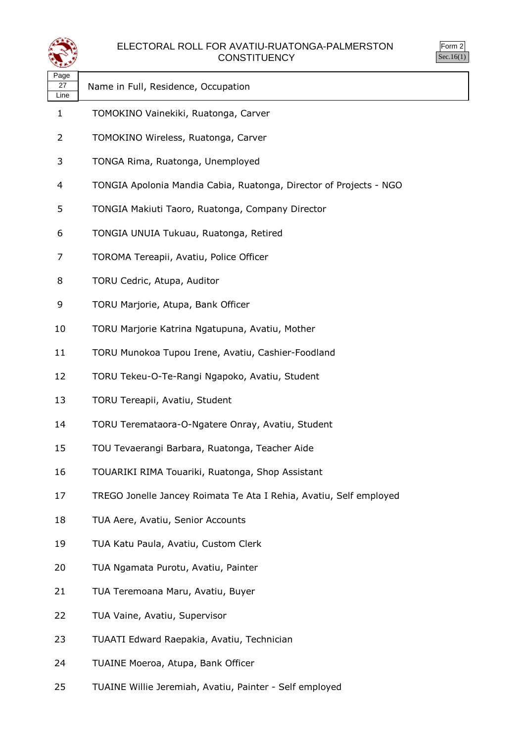# ELECTORAL ROLL FOR AVATIU-RUATONGA-PALMERSTON CONSTITUENCY

Form 2
Sec.16(1)

| Page 27 Line | Name in Full, Residence, Occupation |
|---|---|
| 1 | TOMOKINO Vainekiki, Ruatonga, Carver |
| 2 | TOMOKINO Wireless, Ruatonga, Carver |
| 3 | TONGA Rima, Ruatonga, Unemployed |
| 4 | TONGIA Apolonia Mandia Cabia, Ruatonga, Director of Projects - NGO |
| 5 | TONGIA Makiuti Taoro, Ruatonga, Company Director |
| 6 | TONGIA UNUIA Tukuau, Ruatonga, Retired |
| 7 | TOROMA Tereapii, Avatiu, Police Officer |
| 8 | TORU Cedric, Atupa, Auditor |
| 9 | TORU Marjorie, Atupa, Bank Officer |
| 10 | TORU Marjorie Katrina Ngatupuna, Avatiu, Mother |
| 11 | TORU Munokoa Tupou Irene, Avatiu, Cashier-Foodland |
| 12 | TORU Tekeu-O-Te-Rangi Ngapoko, Avatiu, Student |
| 13 | TORU Tereapii, Avatiu, Student |
| 14 | TORU Teremataora-O-Ngatere Onray, Avatiu, Student |
| 15 | TOU Tevaerangi Barbara, Ruatonga, Teacher Aide |
| 16 | TOUARIKI RIMA Touariki, Ruatonga, Shop Assistant |
| 17 | TREGO Jonelle Jancey Roimata Te Ata I Rehia, Avatiu, Self employed |
| 18 | TUA Aere, Avatiu, Senior Accounts |
| 19 | TUA Katu Paula, Avatiu, Custom Clerk |
| 20 | TUA Ngamata Purotu, Avatiu, Painter |
| 21 | TUA Teremoana Maru, Avatiu, Buyer |
| 22 | TUA Vaine, Avatiu, Supervisor |
| 23 | TUAATI Edward Raepakia, Avatiu, Technician |
| 24 | TUAINE Moeroa, Atupa, Bank Officer |
| 25 | TUAINE Willie Jeremiah, Avatiu, Painter - Self employed |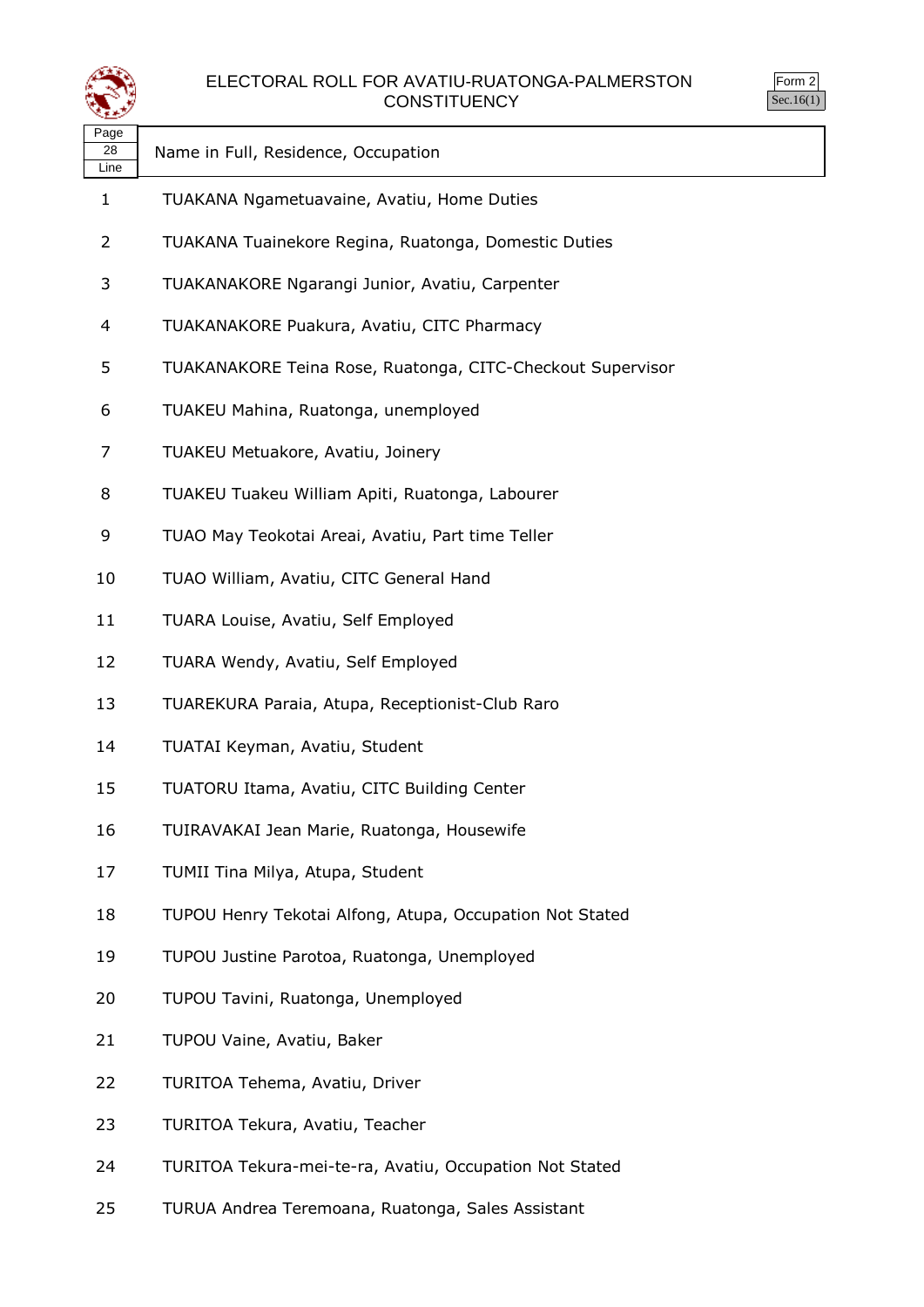# ELECTORAL ROLL FOR AVATIU-RUATONGA-PALMERSTON CONSTITUENCY

Form 2
Sec.16(1)

| Page 28 Line | Name in Full, Residence, Occupation |
|---|---|
| 1 | TUAKANA Ngametuavaine, Avatiu, Home Duties |
| 2 | TUAKANA Tuainekore Regina, Ruatonga, Domestic Duties |
| 3 | TUAKANAKORE Ngarangi Junior, Avatiu, Carpenter |
| 4 | TUAKANAKORE Puakura, Avatiu, CITC Pharmacy |
| 5 | TUAKANAKORE Teina Rose, Ruatonga, CITC-Checkout Supervisor |
| 6 | TUAKEU Mahina, Ruatonga, unemployed |
| 7 | TUAKEU Metuakore, Avatiu, Joinery |
| 8 | TUAKEU Tuakeu William Apiti, Ruatonga, Labourer |
| 9 | TUAO May Teokotai Areai, Avatiu, Part time Teller |
| 10 | TUAO William, Avatiu, CITC General Hand |
| 11 | TUARA Louise, Avatiu, Self Employed |
| 12 | TUARA Wendy, Avatiu, Self Employed |
| 13 | TUAREKURA Paraia, Atupa, Receptionist-Club Raro |
| 14 | TUATAI Keyman, Avatiu, Student |
| 15 | TUATORU Itama, Avatiu, CITC Building Center |
| 16 | TUIRAVAKAI Jean Marie, Ruatonga, Housewife |
| 17 | TUMII Tina Milya, Atupa, Student |
| 18 | TUPOU Henry Tekotai Alfong, Atupa, Occupation Not Stated |
| 19 | TUPOU Justine Parotoa, Ruatonga, Unemployed |
| 20 | TUPOU Tavini, Ruatonga, Unemployed |
| 21 | TUPOU Vaine, Avatiu, Baker |
| 22 | TURITOA Tehema, Avatiu, Driver |
| 23 | TURITOA Tekura, Avatiu, Teacher |
| 24 | TURITOA Tekura-mei-te-ra, Avatiu, Occupation Not Stated |
| 25 | TURUA Andrea Teremoana, Ruatonga, Sales Assistant |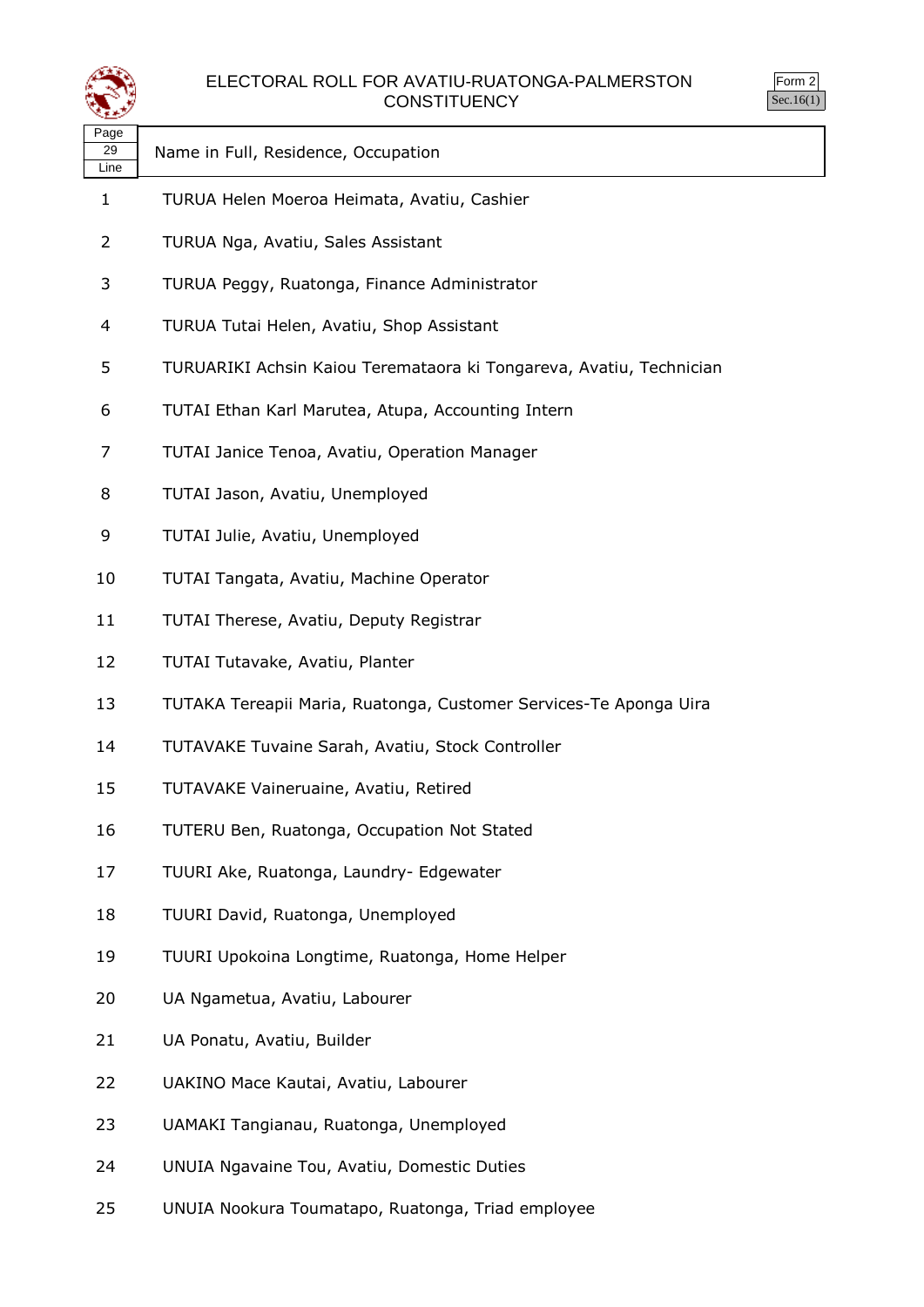# ELECTORAL ROLL FOR AVATIU-RUATONGA-PALMERSTON CONSTITUENCY

Form 2
Sec.16(1)

| Page 29 Line | Name in Full, Residence, Occupation |
|---|---|
| 1 | TURUA Helen Moeroa Heimata, Avatiu, Cashier |
| 2 | TURUA Nga, Avatiu, Sales Assistant |
| 3 | TURUA Peggy, Ruatonga, Finance Administrator |
| 4 | TURUA Tutai Helen, Avatiu, Shop Assistant |
| 5 | TURUARIKI Achsin Kaiou Teremataora ki Tongareva, Avatiu, Technician |
| 6 | TUTAI Ethan Karl Marutea, Atupa, Accounting Intern |
| 7 | TUTAI Janice Tenoa, Avatiu, Operation Manager |
| 8 | TUTAI Jason, Avatiu, Unemployed |
| 9 | TUTAI Julie, Avatiu, Unemployed |
| 10 | TUTAI Tangata, Avatiu, Machine Operator |
| 11 | TUTAI Therese, Avatiu, Deputy Registrar |
| 12 | TUTAI Tutavake, Avatiu, Planter |
| 13 | TUTAKA Tereapii Maria, Ruatonga, Customer Services-Te Aponga Uira |
| 14 | TUTAVAKE Tuvaine Sarah, Avatiu, Stock Controller |
| 15 | TUTAVAKE Vaineruaine, Avatiu, Retired |
| 16 | TUTERU Ben, Ruatonga, Occupation Not Stated |
| 17 | TUURI Ake, Ruatonga, Laundry- Edgewater |
| 18 | TUURI David, Ruatonga, Unemployed |
| 19 | TUURI Upokoina Longtime, Ruatonga, Home Helper |
| 20 | UA Ngametua, Avatiu, Labourer |
| 21 | UA Ponatu, Avatiu, Builder |
| 22 | UAKINO Mace Kautai, Avatiu, Labourer |
| 23 | UAMAKI Tangianau, Ruatonga, Unemployed |
| 24 | UNUIA Ngavaine Tou, Avatiu, Domestic Duties |
| 25 | UNUIA Nookura Toumatapo, Ruatonga, Triad employee |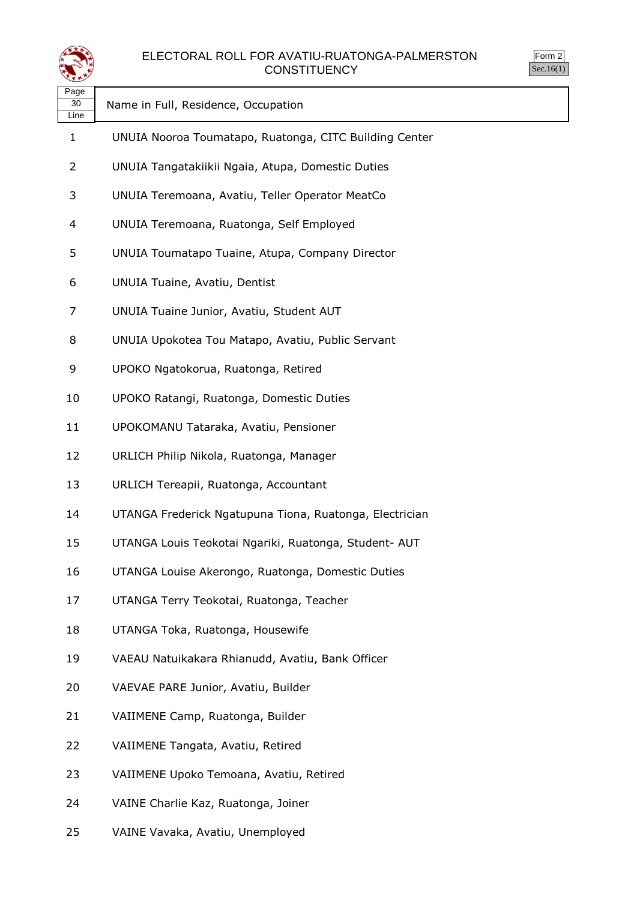ELECTORAL ROLL FOR AVATIU-RUATONGA-PALMERSTON CONSTITUENCY

Form 2
Sec.16(1)

| Page 30 Line | Name in Full, Residence, Occupation |
|---|---|
| 1 | UNUIA Nooroa Toumatapo, Ruatonga, CITC Building Center |
| 2 | UNUIA Tangatakiikii Ngaia, Atupa, Domestic Duties |
| 3 | UNUIA Teremoana, Avatiu, Teller Operator MeatCo |
| 4 | UNUIA Teremoana, Ruatonga, Self Employed |
| 5 | UNUIA Toumatapo Tuaine, Atupa, Company Director |
| 6 | UNUIA Tuaine, Avatiu, Dentist |
| 7 | UNUIA Tuaine Junior, Avatiu, Student AUT |
| 8 | UNUIA Upokotea Tou Matapo, Avatiu, Public Servant |
| 9 | UPOKO Ngatokorua, Ruatonga, Retired |
| 10 | UPOKO Ratangi, Ruatonga, Domestic Duties |
| 11 | UPOKOMANU Tataraka, Avatiu, Pensioner |
| 12 | URLICH Philip Nikola, Ruatonga, Manager |
| 13 | URLICH Tereapii, Ruatonga, Accountant |
| 14 | UTANGA Frederick Ngatupuna Tiona, Ruatonga, Electrician |
| 15 | UTANGA Louis Teokotai Ngariki, Ruatonga, Student- AUT |
| 16 | UTANGA Louise Akerongo, Ruatonga, Domestic Duties |
| 17 | UTANGA Terry Teokotai, Ruatonga, Teacher |
| 18 | UTANGA Toka, Ruatonga, Housewife |
| 19 | VAEAU Natuikakara Rhianudd, Avatiu, Bank Officer |
| 20 | VAEVAE PARE Junior, Avatiu, Builder |
| 21 | VAIIMENE Camp, Ruatonga, Builder |
| 22 | VAIIMENE Tangata, Avatiu, Retired |
| 23 | VAIIMENE Upoko Temoana, Avatiu, Retired |
| 24 | VAINE Charlie Kaz, Ruatonga, Joiner |
| 25 | VAINE Vavaka, Avatiu, Unemployed |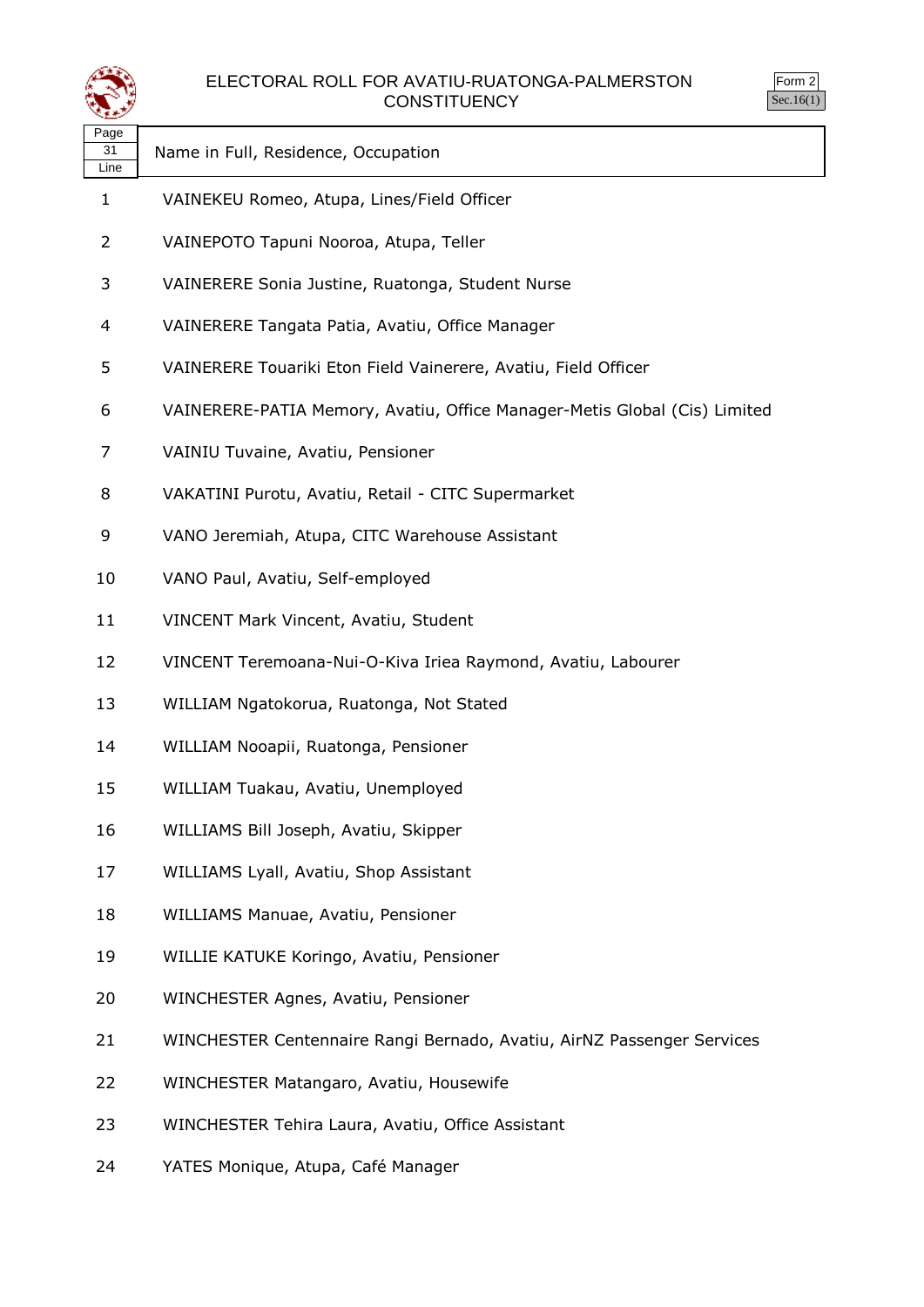ELECTORAL ROLL FOR AVATIU-RUATONGA-PALMERSTON CONSTITUENCY

Form 2
Sec.16(1)

Page 31

| Line | Name in Full, Residence, Occupation |
|---|---|
| 1 | VAINEKEU Romeo, Atupa, Lines/Field Officer |
| 2 | VAINEPOTO Tapuni Nooroa, Atupa, Teller |
| 3 | VAINERERE Sonia Justine, Ruatonga, Student Nurse |
| 4 | VAINERERE Tangata Patia, Avatiu, Office Manager |
| 5 | VAINERERE Touariki Eton Field Vainerere, Avatiu, Field Officer |
| 6 | VAINERERE-PATIA Memory, Avatiu, Office Manager-Metis Global (Cis) Limited |
| 7 | VAINIU Tuvaine, Avatiu, Pensioner |
| 8 | VAKATINI Purotu, Avatiu, Retail - CITC Supermarket |
| 9 | VANO Jeremiah, Atupa, CITC Warehouse Assistant |
| 10 | VANO Paul, Avatiu, Self-employed |
| 11 | VINCENT Mark Vincent, Avatiu, Student |
| 12 | VINCENT Teremoana-Nui-O-Kiva Iriea Raymond, Avatiu, Labourer |
| 13 | WILLIAM Ngatokorua, Ruatonga, Not Stated |
| 14 | WILLIAM Nooapii, Ruatonga, Pensioner |
| 15 | WILLIAM Tuakau, Avatiu, Unemployed |
| 16 | WILLIAMS Bill Joseph, Avatiu, Skipper |
| 17 | WILLIAMS Lyall, Avatiu, Shop Assistant |
| 18 | WILLIAMS Manuae, Avatiu, Pensioner |
| 19 | WILLIE KATUKE Koringo, Avatiu, Pensioner |
| 20 | WINCHESTER Agnes, Avatiu, Pensioner |
| 21 | WINCHESTER Centennaire Rangi Bernado, Avatiu, AirNZ Passenger Services |
| 22 | WINCHESTER Matangaro, Avatiu, Housewife |
| 23 | WINCHESTER Tehira Laura, Avatiu, Office Assistant |
| 24 | YATES Monique, Atupa, Café Manager |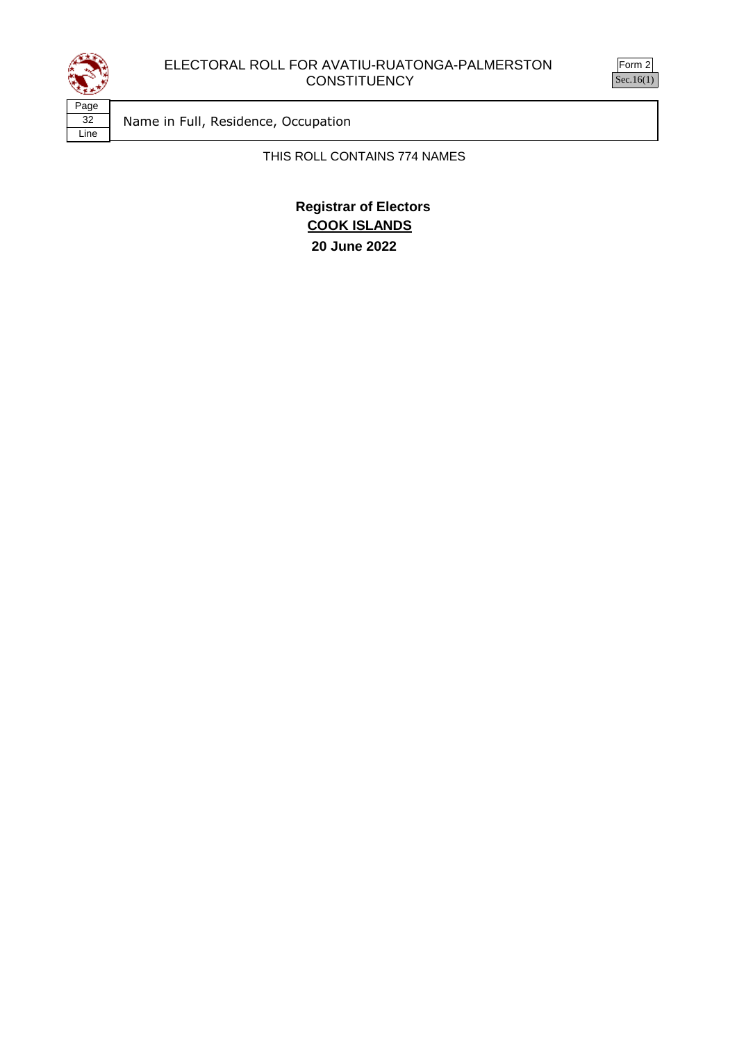THIS ROLL CONTAINS 774 NAMES

**Registrar of Electors**
**COOK ISLANDS**
**20 June 2022**